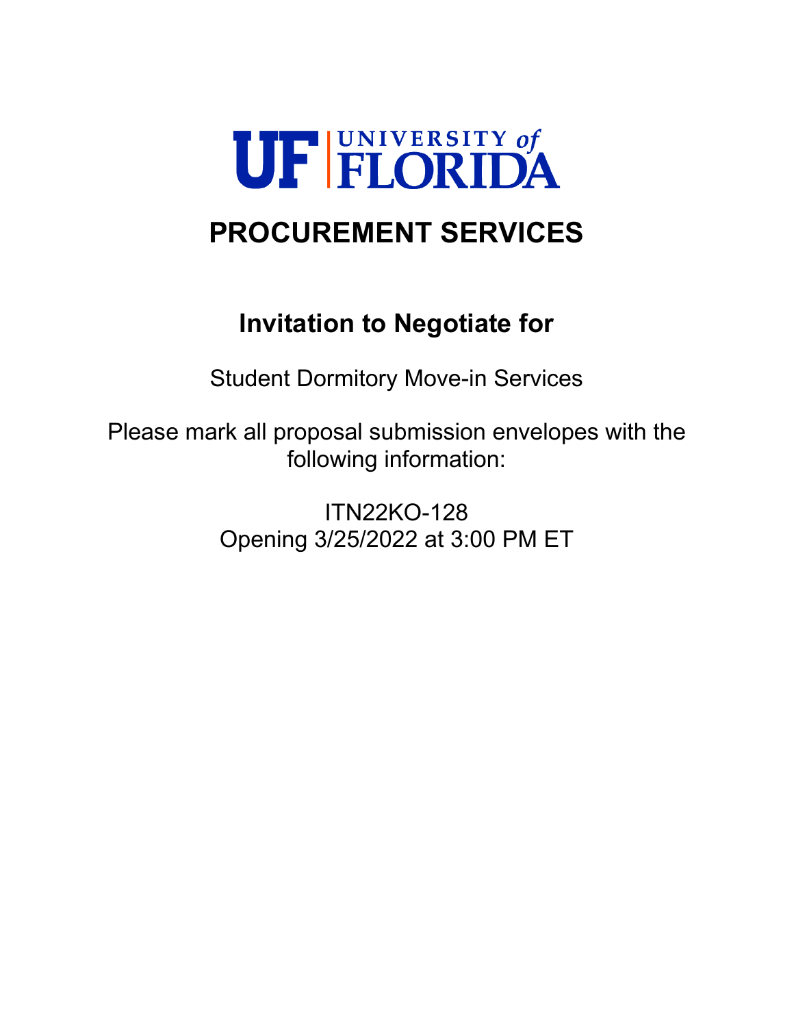UF | UNIVERSITY of FLORIDA

# PROCUREMENT SERVICES

## Invitation to Negotiate for

Student Dormitory Move-in Services

Please mark all proposal submission envelopes with the following information:

ITN22KO-128
Opening 3/25/2022 at 3:00 PM ET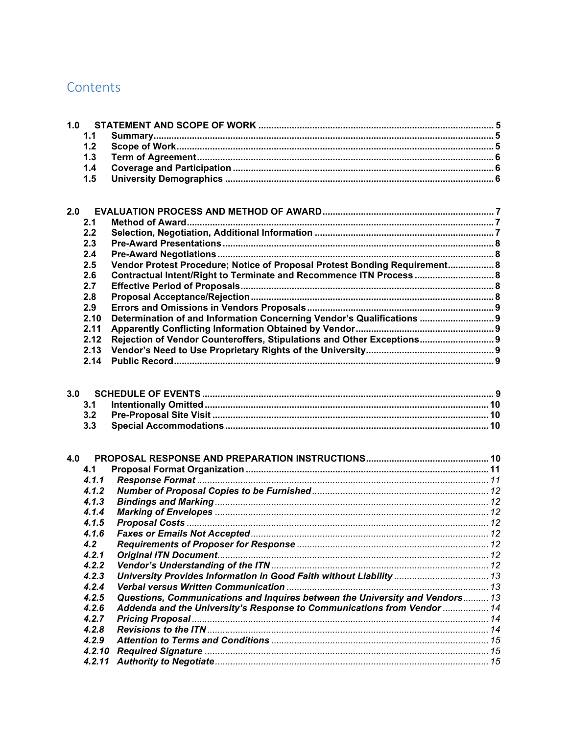# Contents

**1.0 STATEMENT AND SCOPE OF WORK** .......... 5
- **1.1 Summary** .......... 5
- **1.2 Scope of Work** .......... 5
- **1.3 Term of Agreement** .......... 6
- **1.4 Coverage and Participation** .......... 6
- **1.5 University Demographics** .......... 6

**2.0 EVALUATION PROCESS AND METHOD OF AWARD** .......... 7
- **2.1 Method of Award** .......... 7
- **2.2 Selection, Negotiation, Additional Information** .......... 7
- **2.3 Pre-Award Presentations** .......... 8
- **2.4 Pre-Award Negotiations** .......... 8
- **2.5 Vendor Protest Procedure; Notice of Proposal Protest Bonding Requirement** .......... 8
- **2.6 Contractual Intent/Right to Terminate and Recommence ITN Process** .......... 8
- **2.7 Effective Period of Proposals** .......... 8
- **2.8 Proposal Acceptance/Rejection** .......... 8
- **2.9 Errors and Omissions in Vendors Proposals** .......... 9
- **2.10 Determination of and Information Concerning Vendor's Qualifications** .......... 9
- **2.11 Apparently Conflicting Information Obtained by Vendor** .......... 9
- **2.12 Rejection of Vendor Counteroffers, Stipulations and Other Exceptions** .......... 9
- **2.13 Vendor's Need to Use Proprietary Rights of the University** .......... 9
- **2.14 Public Record** .......... 9

**3.0 SCHEDULE OF EVENTS** .......... 9
- **3.1 Intentionally Omitted** .......... 10
- **3.2 Pre-Proposal Site Visit** .......... 10
- **3.3 Special Accommodations** .......... 10

**4.0 PROPOSAL RESPONSE AND PREPARATION INSTRUCTIONS** .......... 10
- **4.1 Proposal Format Organization** .......... 11
- ***4.1.1 Response Format*** .......... 11
- ***4.1.2 Number of Proposal Copies to be Furnished*** .......... 12
- ***4.1.3 Bindings and Marking*** .......... 12
- ***4.1.4 Marking of Envelopes*** .......... 12
- ***4.1.5 Proposal Costs*** .......... 12
- ***4.1.6 Faxes or Emails Not Accepted*** .......... 12
- ***4.2 Requirements of Proposer for Response*** .......... 12
- ***4.2.1 Original ITN Document*** .......... 12
- ***4.2.2 Vendor's Understanding of the ITN*** .......... 12
- ***4.2.3 University Provides Information in Good Faith without Liability*** .......... 13
- ***4.2.4 Verbal versus Written Communication*** .......... 13
- ***4.2.5 Questions, Communications and Inquires between the University and Vendors*** .......... 13
- ***4.2.6 Addenda and the University's Response to Communications from Vendor*** .......... 14
- ***4.2.7 Pricing Proposal*** .......... 14
- ***4.2.8 Revisions to the ITN*** .......... 14
- ***4.2.9 Attention to Terms and Conditions*** .......... 15
- ***4.2.10 Required Signature*** .......... 15
- ***4.2.11 Authority to Negotiate*** .......... 15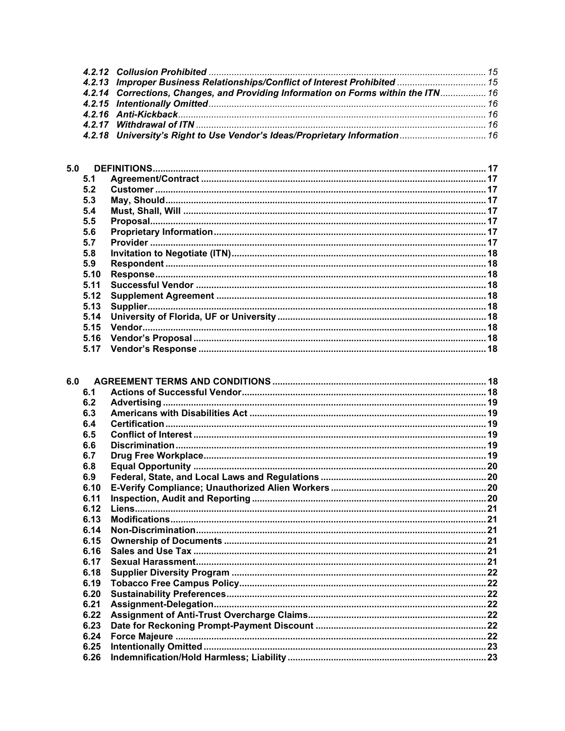*4.2.12 Collusion Prohibited* ........................................................................................................... 15
*4.2.13 Improper Business Relationships/Conflict of Interest Prohibited* .................................... 15
*4.2.14 Corrections, Changes, and Providing Information on Forms within the ITN*.................. 16
*4.2.15 Intentionally Omitted*........................................................................................................... 16
*4.2.16 Anti-Kickback*....................................................................................................................... 16
*4.2.17 Withdrawal of ITN* ................................................................................................................ 16
*4.2.18 University's Right to Use Vendor's Ideas/Proprietary Information*.................................. 16

**5.0 DEFINITIONS**.................................................................................................................................. 17
**5.1 Agreement/Contract** ................................................................................................................ 17
**5.2 Customer** ................................................................................................................................... 17
**5.3 May, Should**............................................................................................................................... 17
**5.4 Must, Shall, Will** ........................................................................................................................ 17
**5.5 Proposal**..................................................................................................................................... 17
**5.6 Proprietary Information**........................................................................................................... 17
**5.7 Provider** ..................................................................................................................................... 17
**5.8 Invitation to Negotiate (ITN)**..................................................................................................... 18
**5.9 Respondent** ............................................................................................................................... 18
**5.10 Response**.................................................................................................................................. 18
**5.11 Successful Vendor** ................................................................................................................... 18
**5.12 Supplement Agreement** ........................................................................................................... 18
**5.13 Supplier**..................................................................................................................................... 18
**5.14 University of Florida, UF or University** ................................................................................... 18
**5.15 Vendor**....................................................................................................................................... 18
**5.16 Vendor's Proposal** .................................................................................................................... 18
**5.17 Vendor's Response** .................................................................................................................. 18

**6.0 AGREEMENT TERMS AND CONDITIONS** ...................................................................................... 18
**6.1 Actions of Successful Vendor**.................................................................................................. 18
**6.2 Advertising** ................................................................................................................................ 19
**6.3 Americans with Disabilities Act** .............................................................................................. 19
**6.4 Certification**............................................................................................................................... 19
**6.5 Conflict of Interest** .................................................................................................................... 19
**6.6 Discrimination**........................................................................................................................... 19
**6.7 Drug Free Workplace**................................................................................................................ 19
**6.8 Equal Opportunity** .................................................................................................................... 20
**6.9 Federal, State, and Local Laws and Regulations** ................................................................... 20
**6.10 E-Verify Compliance; Unauthorized Alien Workers** ............................................................... 20
**6.11 Inspection, Audit and Reporting** ............................................................................................. 20
**6.12 Liens**........................................................................................................................................... 21
**6.13 Modifications**............................................................................................................................. 21
**6.14 Non-Discrimination**................................................................................................................... 21
**6.15 Ownership of Documents** ........................................................................................................ 21
**6.16 Sales and Use Tax** .................................................................................................................... 21
**6.17 Sexual Harassment**................................................................................................................... 21
**6.18 Supplier Diversity Program** ...................................................................................................... 22
**6.19 Tobacco Free Campus Policy**................................................................................................... 22
**6.20 Sustainability Preferences**....................................................................................................... 22
**6.21 Assignment-Delegation**............................................................................................................ 22
**6.22 Assignment of Anti-Trust Overcharge Claims**........................................................................ 22
**6.23 Date for Reckoning Prompt-Payment Discount** ..................................................................... 22
**6.24 Force Majeure** ........................................................................................................................... 22
**6.25 Intentionally Omitted**................................................................................................................ 23
**6.26 Indemnification/Hold Harmless; Liability** ............................................................................... 23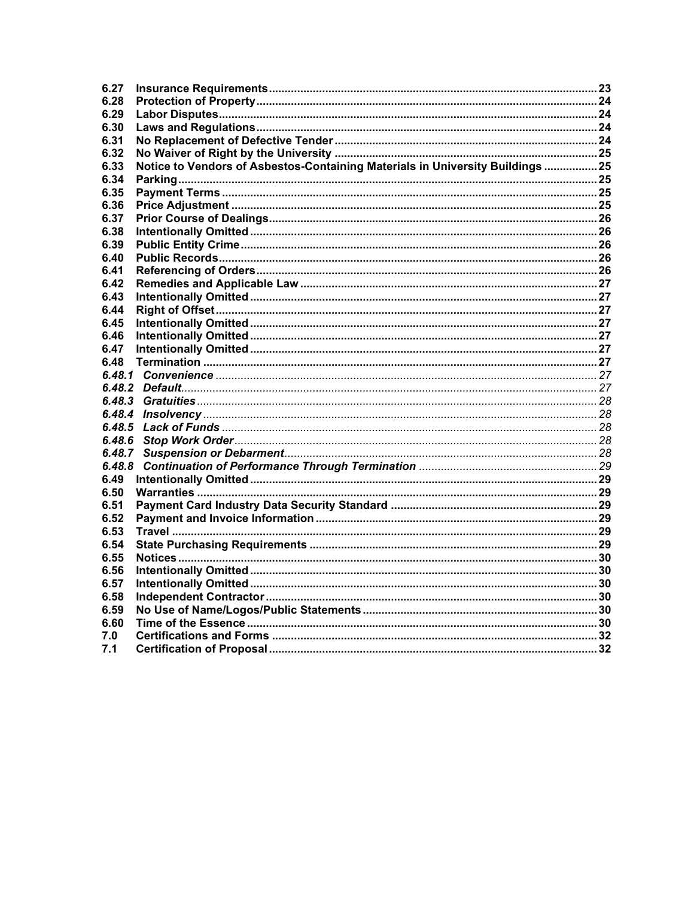| | | |
|---|---|---|
| **6.27** | **Insurance Requirements** | **23** |
| **6.28** | **Protection of Property** | **24** |
| **6.29** | **Labor Disputes** | **24** |
| **6.30** | **Laws and Regulations** | **24** |
| **6.31** | **No Replacement of Defective Tender** | **24** |
| **6.32** | **No Waiver of Right by the University** | **25** |
| **6.33** | **Notice to Vendors of Asbestos-Containing Materials in University Buildings** | **25** |
| **6.34** | **Parking** | **25** |
| **6.35** | **Payment Terms** | **25** |
| **6.36** | **Price Adjustment** | **25** |
| **6.37** | **Prior Course of Dealings** | **26** |
| **6.38** | **Intentionally Omitted** | **26** |
| **6.39** | **Public Entity Crime** | **26** |
| **6.40** | **Public Records** | **26** |
| **6.41** | **Referencing of Orders** | **26** |
| **6.42** | **Remedies and Applicable Law** | **27** |
| **6.43** | **Intentionally Omitted** | **27** |
| **6.44** | **Right of Offset** | **27** |
| **6.45** | **Intentionally Omitted** | **27** |
| **6.46** | **Intentionally Omitted** | **27** |
| **6.47** | **Intentionally Omitted** | **27** |
| **6.48** | **Termination** | **27** |
| ***6.48.1*** | ***Convenience*** | *27* |
| ***6.48.2*** | ***Default*** | *27* |
| ***6.48.3*** | ***Gratuities*** | *28* |
| ***6.48.4*** | ***Insolvency*** | *28* |
| ***6.48.5*** | ***Lack of Funds*** | *28* |
| ***6.48.6*** | ***Stop Work Order*** | *28* |
| ***6.48.7*** | ***Suspension or Debarment*** | *28* |
| ***6.48.8*** | ***Continuation of Performance Through Termination*** | *29* |
| **6.49** | **Intentionally Omitted** | **29** |
| **6.50** | **Warranties** | **29** |
| **6.51** | **Payment Card Industry Data Security Standard** | **29** |
| **6.52** | **Payment and Invoice Information** | **29** |
| **6.53** | **Travel** | **29** |
| **6.54** | **State Purchasing Requirements** | **29** |
| **6.55** | **Notices** | **30** |
| **6.56** | **Intentionally Omitted** | **30** |
| **6.57** | **Intentionally Omitted** | **30** |
| **6.58** | **Independent Contractor** | **30** |
| **6.59** | **No Use of Name/Logos/Public Statements** | **30** |
| **6.60** | **Time of the Essence** | **30** |
| **7.0** | **Certifications and Forms** | **32** |
| **7.1** | **Certification of Proposal** | **32** |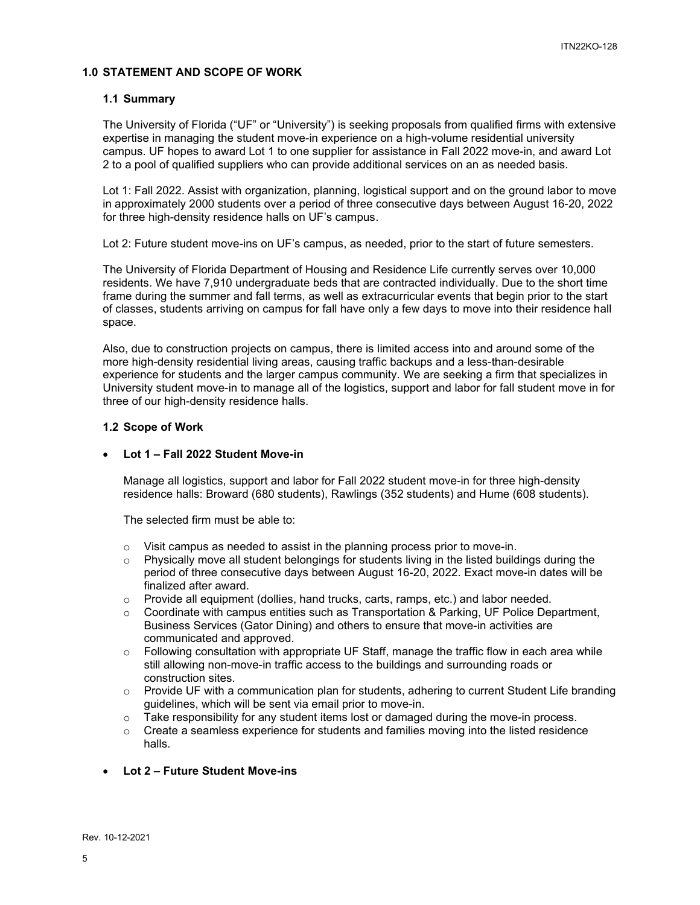## 1.0 STATEMENT AND SCOPE OF WORK

### 1.1 Summary

The University of Florida ("UF" or "University") is seeking proposals from qualified firms with extensive expertise in managing the student move-in experience on a high-volume residential university campus. UF hopes to award Lot 1 to one supplier for assistance in Fall 2022 move-in, and award Lot 2 to a pool of qualified suppliers who can provide additional services on an as needed basis.

Lot 1: Fall 2022. Assist with organization, planning, logistical support and on the ground labor to move in approximately 2000 students over a period of three consecutive days between August 16-20, 2022 for three high-density residence halls on UF's campus.

Lot 2: Future student move-ins on UF's campus, as needed, prior to the start of future semesters.

The University of Florida Department of Housing and Residence Life currently serves over 10,000 residents. We have 7,910 undergraduate beds that are contracted individually. Due to the short time frame during the summer and fall terms, as well as extracurricular events that begin prior to the start of classes, students arriving on campus for fall have only a few days to move into their residence hall space.

Also, due to construction projects on campus, there is limited access into and around some of the more high-density residential living areas, causing traffic backups and a less-than-desirable experience for students and the larger campus community. We are seeking a firm that specializes in University student move-in to manage all of the logistics, support and labor for fall student move in for three of our high-density residence halls.

### 1.2 Scope of Work

- **Lot 1 – Fall 2022 Student Move-in**

  Manage all logistics, support and labor for Fall 2022 student move-in for three high-density residence halls: Broward (680 students), Rawlings (352 students) and Hume (608 students).

  The selected firm must be able to:

  - Visit campus as needed to assist in the planning process prior to move-in.
  - Physically move all student belongings for students living in the listed buildings during the period of three consecutive days between August 16-20, 2022. Exact move-in dates will be finalized after award.
  - Provide all equipment (dollies, hand trucks, carts, ramps, etc.) and labor needed.
  - Coordinate with campus entities such as Transportation & Parking, UF Police Department, Business Services (Gator Dining) and others to ensure that move-in activities are communicated and approved.
  - Following consultation with appropriate UF Staff, manage the traffic flow in each area while still allowing non-move-in traffic access to the buildings and surrounding roads or construction sites.
  - Provide UF with a communication plan for students, adhering to current Student Life branding guidelines, which will be sent via email prior to move-in.
  - Take responsibility for any student items lost or damaged during the move-in process.
  - Create a seamless experience for students and families moving into the listed residence halls.

- **Lot 2 – Future Student Move-ins**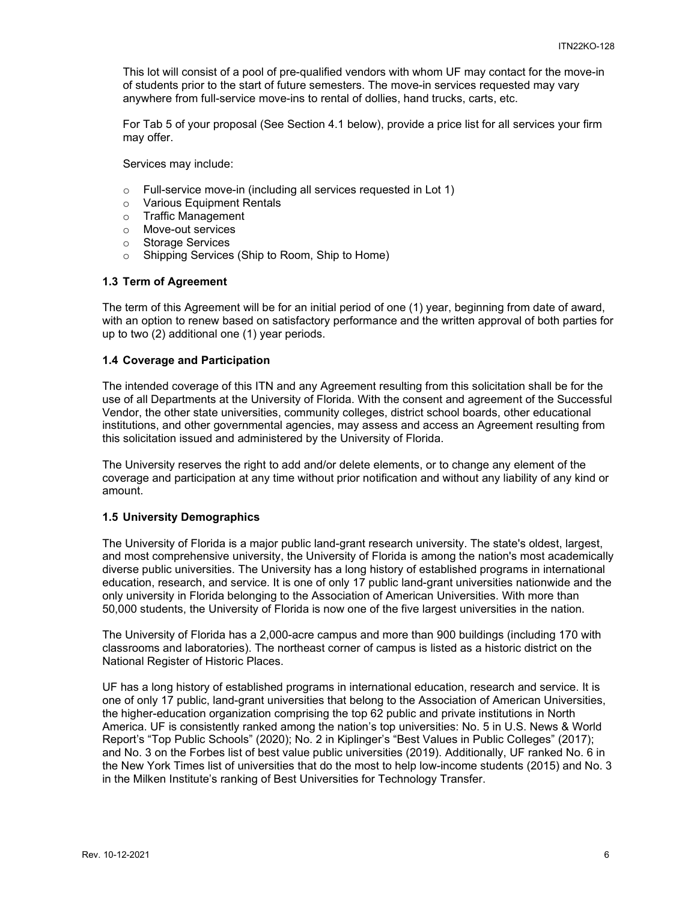This lot will consist of a pool of pre-qualified vendors with whom UF may contact for the move-in of students prior to the start of future semesters. The move-in services requested may vary anywhere from full-service move-ins to rental of dollies, hand trucks, carts, etc.

For Tab 5 of your proposal (See Section 4.1 below), provide a price list for all services your firm may offer.

Services may include:

- Full-service move-in (including all services requested in Lot 1)
- Various Equipment Rentals
- Traffic Management
- Move-out services
- Storage Services
- Shipping Services (Ship to Room, Ship to Home)

### 1.3 Term of Agreement

The term of this Agreement will be for an initial period of one (1) year, beginning from date of award, with an option to renew based on satisfactory performance and the written approval of both parties for up to two (2) additional one (1) year periods.

### 1.4 Coverage and Participation

The intended coverage of this ITN and any Agreement resulting from this solicitation shall be for the use of all Departments at the University of Florida. With the consent and agreement of the Successful Vendor, the other state universities, community colleges, district school boards, other educational institutions, and other governmental agencies, may assess and access an Agreement resulting from this solicitation issued and administered by the University of Florida.

The University reserves the right to add and/or delete elements, or to change any element of the coverage and participation at any time without prior notification and without any liability of any kind or amount.

### 1.5 University Demographics

The University of Florida is a major public land-grant research university. The state's oldest, largest, and most comprehensive university, the University of Florida is among the nation's most academically diverse public universities. The University has a long history of established programs in international education, research, and service. It is one of only 17 public land-grant universities nationwide and the only university in Florida belonging to the Association of American Universities. With more than 50,000 students, the University of Florida is now one of the five largest universities in the nation.

The University of Florida has a 2,000-acre campus and more than 900 buildings (including 170 with classrooms and laboratories). The northeast corner of campus is listed as a historic district on the National Register of Historic Places.

UF has a long history of established programs in international education, research and service. It is one of only 17 public, land-grant universities that belong to the Association of American Universities, the higher-education organization comprising the top 62 public and private institutions in North America. UF is consistently ranked among the nation's top universities: No. 5 in U.S. News & World Report's "Top Public Schools" (2020); No. 2 in Kiplinger's "Best Values in Public Colleges" (2017); and No. 3 on the Forbes list of best value public universities (2019). Additionally, UF ranked No. 6 in the New York Times list of universities that do the most to help low-income students (2015) and No. 3 in the Milken Institute's ranking of Best Universities for Technology Transfer.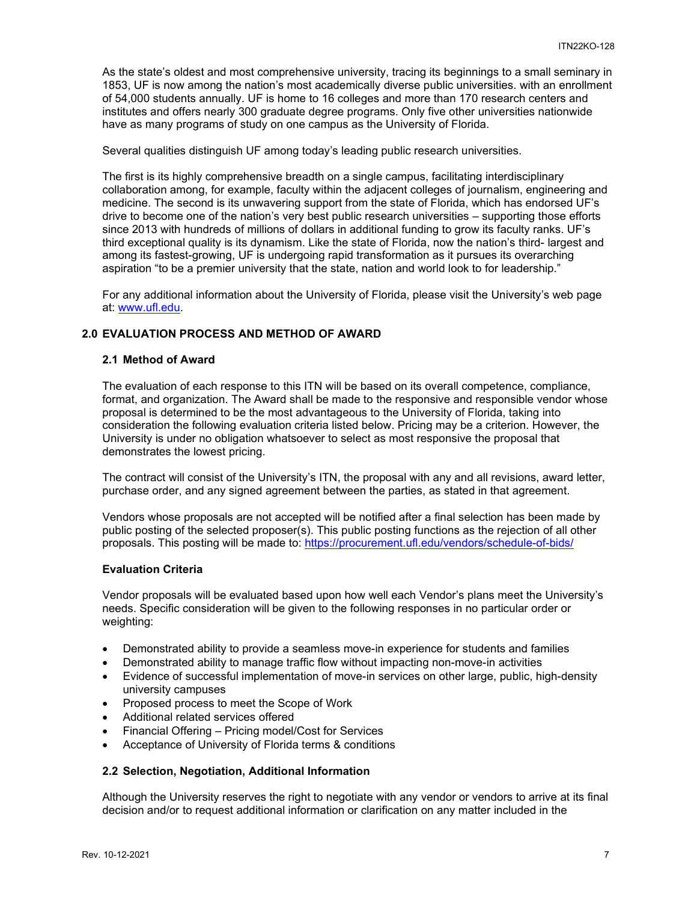As the state's oldest and most comprehensive university, tracing its beginnings to a small seminary in 1853, UF is now among the nation's most academically diverse public universities. with an enrollment of 54,000 students annually. UF is home to 16 colleges and more than 170 research centers and institutes and offers nearly 300 graduate degree programs. Only five other universities nationwide have as many programs of study on one campus as the University of Florida.

Several qualities distinguish UF among today's leading public research universities.

The first is its highly comprehensive breadth on a single campus, facilitating interdisciplinary collaboration among, for example, faculty within the adjacent colleges of journalism, engineering and medicine. The second is its unwavering support from the state of Florida, which has endorsed UF's drive to become one of the nation's very best public research universities – supporting those efforts since 2013 with hundreds of millions of dollars in additional funding to grow its faculty ranks. UF's third exceptional quality is its dynamism. Like the state of Florida, now the nation's third- largest and among its fastest-growing, UF is undergoing rapid transformation as it pursues its overarching aspiration "to be a premier university that the state, nation and world look to for leadership."

For any additional information about the University of Florida, please visit the University's web page at: [www.ufl.edu](www.ufl.edu).

## 2.0 EVALUATION PROCESS AND METHOD OF AWARD

### 2.1 Method of Award

The evaluation of each response to this ITN will be based on its overall competence, compliance, format, and organization. The Award shall be made to the responsive and responsible vendor whose proposal is determined to be the most advantageous to the University of Florida, taking into consideration the following evaluation criteria listed below. Pricing may be a criterion. However, the University is under no obligation whatsoever to select as most responsive the proposal that demonstrates the lowest pricing.

The contract will consist of the University's ITN, the proposal with any and all revisions, award letter, purchase order, and any signed agreement between the parties, as stated in that agreement.

Vendors whose proposals are not accepted will be notified after a final selection has been made by public posting of the selected proposer(s). This public posting functions as the rejection of all other proposals. This posting will be made to: [https://procurement.ufl.edu/vendors/schedule-of-bids/](https://procurement.ufl.edu/vendors/schedule-of-bids/)

**Evaluation Criteria**

Vendor proposals will be evaluated based upon how well each Vendor's plans meet the University's needs. Specific consideration will be given to the following responses in no particular order or weighting:

- Demonstrated ability to provide a seamless move-in experience for students and families
- Demonstrated ability to manage traffic flow without impacting non-move-in activities
- Evidence of successful implementation of move-in services on other large, public, high-density university campuses
- Proposed process to meet the Scope of Work
- Additional related services offered
- Financial Offering – Pricing model/Cost for Services
- Acceptance of University of Florida terms & conditions

### 2.2 Selection, Negotiation, Additional Information

Although the University reserves the right to negotiate with any vendor or vendors to arrive at its final decision and/or to request additional information or clarification on any matter included in the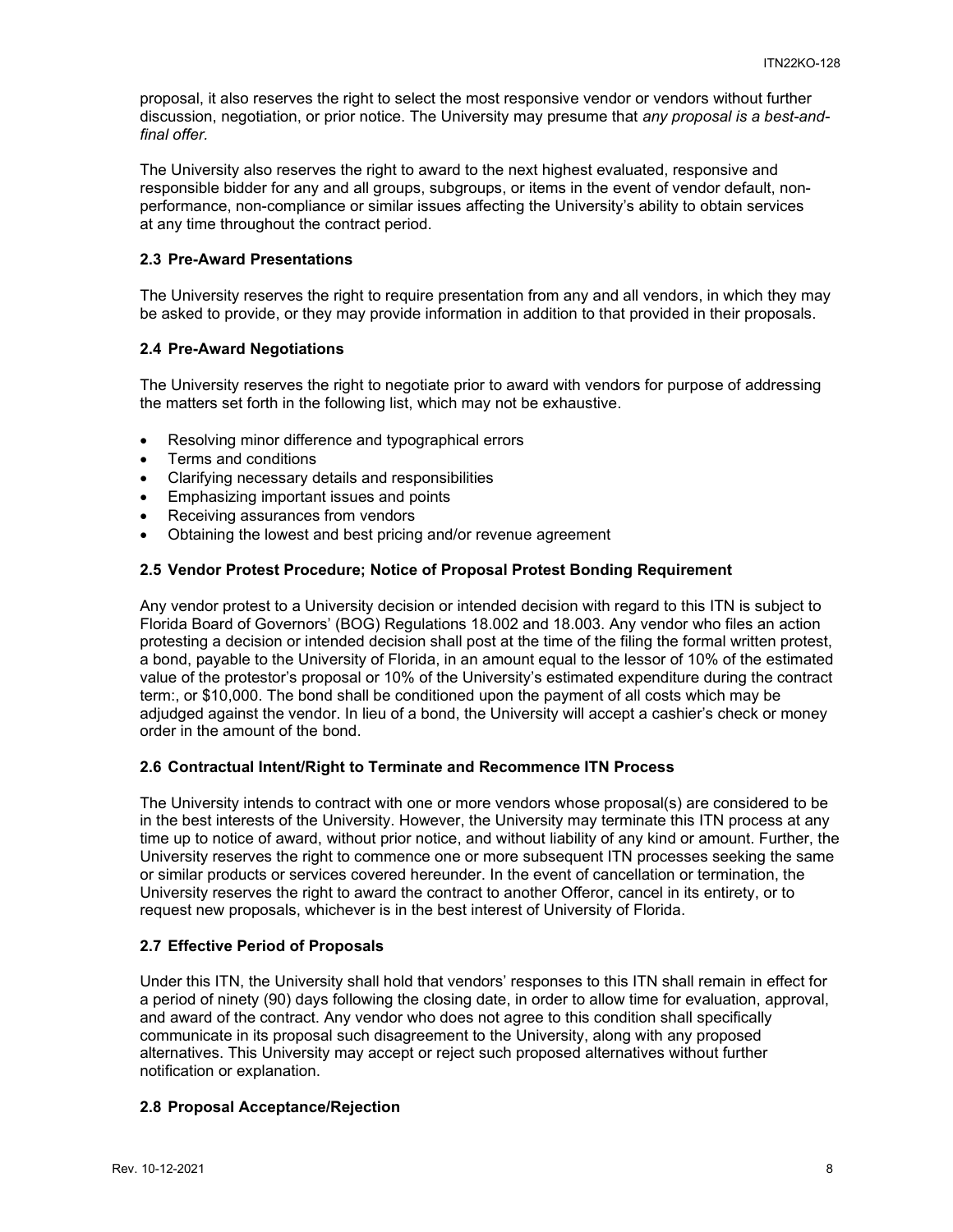proposal, it also reserves the right to select the most responsive vendor or vendors without further discussion, negotiation, or prior notice. The University may presume that *any proposal is a best-and-final offer.*

The University also reserves the right to award to the next highest evaluated, responsive and responsible bidder for any and all groups, subgroups, or items in the event of vendor default, non-performance, non-compliance or similar issues affecting the University's ability to obtain services at any time throughout the contract period.

### 2.3 Pre-Award Presentations

The University reserves the right to require presentation from any and all vendors, in which they may be asked to provide, or they may provide information in addition to that provided in their proposals.

### 2.4 Pre-Award Negotiations

The University reserves the right to negotiate prior to award with vendors for purpose of addressing the matters set forth in the following list, which may not be exhaustive.

- Resolving minor difference and typographical errors
- Terms and conditions
- Clarifying necessary details and responsibilities
- Emphasizing important issues and points
- Receiving assurances from vendors
- Obtaining the lowest and best pricing and/or revenue agreement

### 2.5 Vendor Protest Procedure; Notice of Proposal Protest Bonding Requirement

Any vendor protest to a University decision or intended decision with regard to this ITN is subject to Florida Board of Governors' (BOG) Regulations 18.002 and 18.003. Any vendor who files an action protesting a decision or intended decision shall post at the time of the filing the formal written protest, a bond, payable to the University of Florida, in an amount equal to the lessor of 10% of the estimated value of the protestor's proposal or 10% of the University's estimated expenditure during the contract term:, or $10,000. The bond shall be conditioned upon the payment of all costs which may be adjudged against the vendor. In lieu of a bond, the University will accept a cashier's check or money order in the amount of the bond.

### 2.6 Contractual Intent/Right to Terminate and Recommence ITN Process

The University intends to contract with one or more vendors whose proposal(s) are considered to be in the best interests of the University. However, the University may terminate this ITN process at any time up to notice of award, without prior notice, and without liability of any kind or amount. Further, the University reserves the right to commence one or more subsequent ITN processes seeking the same or similar products or services covered hereunder. In the event of cancellation or termination, the University reserves the right to award the contract to another Offeror, cancel in its entirety, or to request new proposals, whichever is in the best interest of University of Florida.

### 2.7 Effective Period of Proposals

Under this ITN, the University shall hold that vendors' responses to this ITN shall remain in effect for a period of ninety (90) days following the closing date, in order to allow time for evaluation, approval, and award of the contract. Any vendor who does not agree to this condition shall specifically communicate in its proposal such disagreement to the University, along with any proposed alternatives. This University may accept or reject such proposed alternatives without further notification or explanation.

### 2.8 Proposal Acceptance/Rejection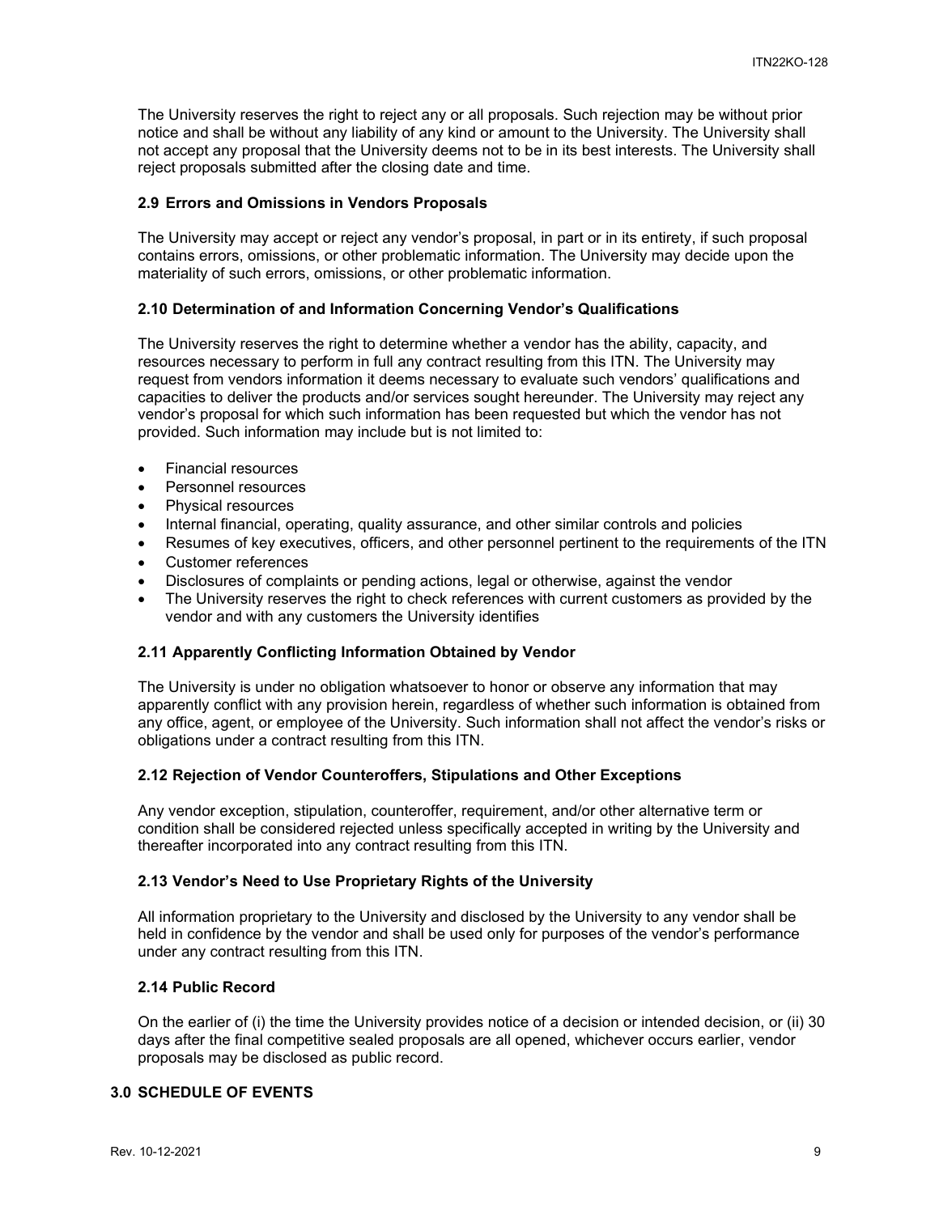The University reserves the right to reject any or all proposals. Such rejection may be without prior notice and shall be without any liability of any kind or amount to the University. The University shall not accept any proposal that the University deems not to be in its best interests. The University shall reject proposals submitted after the closing date and time.

### 2.9 Errors and Omissions in Vendors Proposals

The University may accept or reject any vendor's proposal, in part or in its entirety, if such proposal contains errors, omissions, or other problematic information. The University may decide upon the materiality of such errors, omissions, or other problematic information.

### 2.10 Determination of and Information Concerning Vendor's Qualifications

The University reserves the right to determine whether a vendor has the ability, capacity, and resources necessary to perform in full any contract resulting from this ITN. The University may request from vendors information it deems necessary to evaluate such vendors' qualifications and capacities to deliver the products and/or services sought hereunder. The University may reject any vendor's proposal for which such information has been requested but which the vendor has not provided. Such information may include but is not limited to:

- Financial resources
- Personnel resources
- Physical resources
- Internal financial, operating, quality assurance, and other similar controls and policies
- Resumes of key executives, officers, and other personnel pertinent to the requirements of the ITN
- Customer references
- Disclosures of complaints or pending actions, legal or otherwise, against the vendor
- The University reserves the right to check references with current customers as provided by the vendor and with any customers the University identifies

### 2.11 Apparently Conflicting Information Obtained by Vendor

The University is under no obligation whatsoever to honor or observe any information that may apparently conflict with any provision herein, regardless of whether such information is obtained from any office, agent, or employee of the University. Such information shall not affect the vendor's risks or obligations under a contract resulting from this ITN.

### 2.12 Rejection of Vendor Counteroffers, Stipulations and Other Exceptions

Any vendor exception, stipulation, counteroffer, requirement, and/or other alternative term or condition shall be considered rejected unless specifically accepted in writing by the University and thereafter incorporated into any contract resulting from this ITN.

### 2.13 Vendor's Need to Use Proprietary Rights of the University

All information proprietary to the University and disclosed by the University to any vendor shall be held in confidence by the vendor and shall be used only for purposes of the vendor's performance under any contract resulting from this ITN.

### 2.14 Public Record

On the earlier of (i) the time the University provides notice of a decision or intended decision, or (ii) 30 days after the final competitive sealed proposals are all opened, whichever occurs earlier, vendor proposals may be disclosed as public record.

## 3.0 SCHEDULE OF EVENTS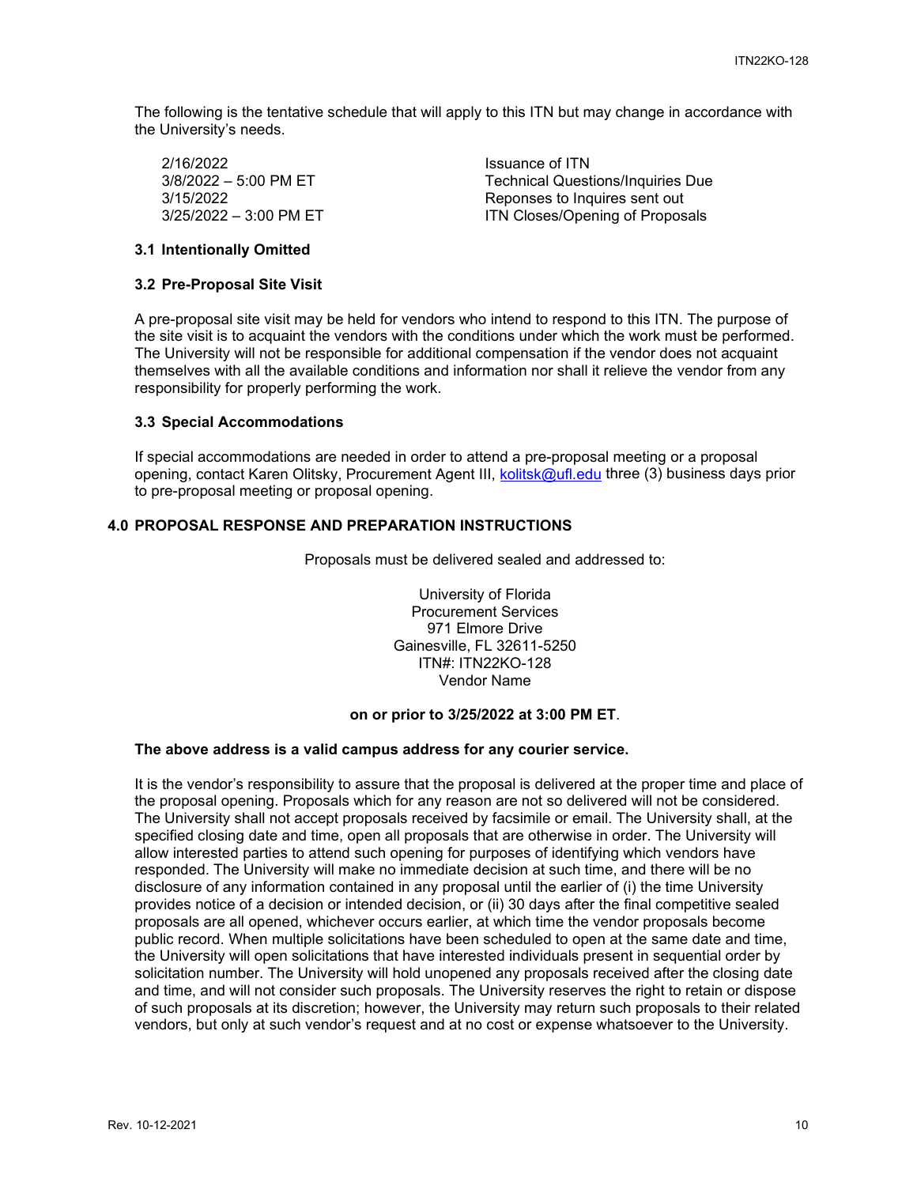The following is the tentative schedule that will apply to this ITN but may change in accordance with the University's needs.

| | |
|---|---|
| 2/16/2022 | Issuance of ITN |
| 3/8/2022 – 5:00 PM ET | Technical Questions/Inquiries Due |
| 3/15/2022 | Reponses to Inquires sent out |
| 3/25/2022 – 3:00 PM ET | ITN Closes/Opening of Proposals |

### 3.1 Intentionally Omitted

### 3.2 Pre-Proposal Site Visit

A pre-proposal site visit may be held for vendors who intend to respond to this ITN. The purpose of the site visit is to acquaint the vendors with the conditions under which the work must be performed. The University will not be responsible for additional compensation if the vendor does not acquaint themselves with all the available conditions and information nor shall it relieve the vendor from any responsibility for properly performing the work.

### 3.3 Special Accommodations

If special accommodations are needed in order to attend a pre-proposal meeting or a proposal opening, contact Karen Olitsky, Procurement Agent III, kolitsk@ufl.edu three (3) business days prior to pre-proposal meeting or proposal opening.

## 4.0 PROPOSAL RESPONSE AND PREPARATION INSTRUCTIONS

Proposals must be delivered sealed and addressed to:

University of Florida
Procurement Services
971 Elmore Drive
Gainesville, FL 32611-5250
ITN#: ITN22KO-128
Vendor Name

**on or prior to 3/25/2022 at 3:00 PM ET**.

**The above address is a valid campus address for any courier service.**

It is the vendor's responsibility to assure that the proposal is delivered at the proper time and place of the proposal opening. Proposals which for any reason are not so delivered will not be considered. The University shall not accept proposals received by facsimile or email. The University shall, at the specified closing date and time, open all proposals that are otherwise in order. The University will allow interested parties to attend such opening for purposes of identifying which vendors have responded. The University will make no immediate decision at such time, and there will be no disclosure of any information contained in any proposal until the earlier of (i) the time University provides notice of a decision or intended decision, or (ii) 30 days after the final competitive sealed proposals are all opened, whichever occurs earlier, at which time the vendor proposals become public record. When multiple solicitations have been scheduled to open at the same date and time, the University will open solicitations that have interested individuals present in sequential order by solicitation number. The University will hold unopened any proposals received after the closing date and time, and will not consider such proposals. The University reserves the right to retain or dispose of such proposals at its discretion; however, the University may return such proposals to their related vendors, but only at such vendor's request and at no cost or expense whatsoever to the University.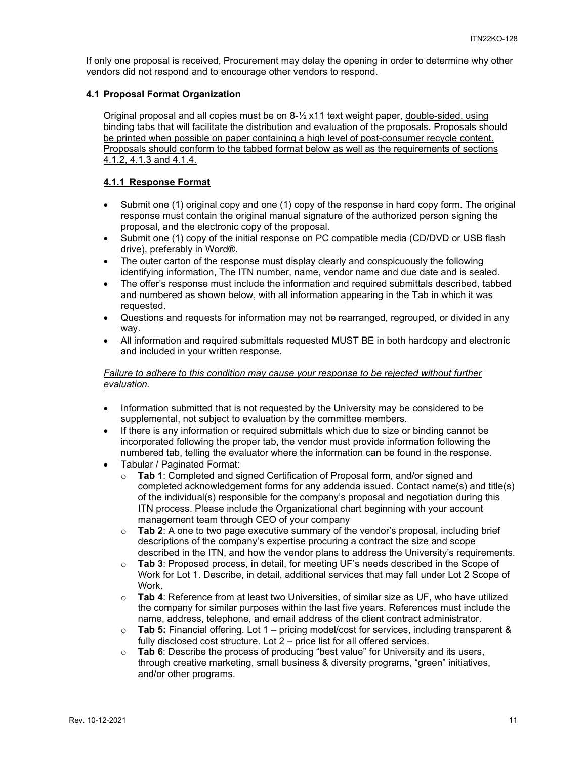If only one proposal is received, Procurement may delay the opening in order to determine why other vendors did not respond and to encourage other vendors to respond.

### 4.1 Proposal Format Organization

Original proposal and all copies must be on 8-½ x11 text weight paper, double-sided, using binding tabs that will facilitate the distribution and evaluation of the proposals. Proposals should be printed when possible on paper containing a high level of post-consumer recycle content. Proposals should conform to the tabbed format below as well as the requirements of sections 4.1.2, 4.1.3 and 4.1.4.

#### 4.1.1 Response Format

- Submit one (1) original copy and one (1) copy of the response in hard copy form. The original response must contain the original manual signature of the authorized person signing the proposal, and the electronic copy of the proposal.
- Submit one (1) copy of the initial response on PC compatible media (CD/DVD or USB flash drive), preferably in Word®.
- The outer carton of the response must display clearly and conspicuously the following identifying information, The ITN number, name, vendor name and due date and is sealed.
- The offer's response must include the information and required submittals described, tabbed and numbered as shown below, with all information appearing in the Tab in which it was requested.
- Questions and requests for information may not be rearranged, regrouped, or divided in any way.
- All information and required submittals requested MUST BE in both hardcopy and electronic and included in your written response.

*Failure to adhere to this condition may cause your response to be rejected without further evaluation.*

- Information submitted that is not requested by the University may be considered to be supplemental, not subject to evaluation by the committee members.
- If there is any information or required submittals which due to size or binding cannot be incorporated following the proper tab, the vendor must provide information following the numbered tab, telling the evaluator where the information can be found in the response.
- Tabular / Paginated Format:
  - **Tab 1**: Completed and signed Certification of Proposal form, and/or signed and completed acknowledgement forms for any addenda issued. Contact name(s) and title(s) of the individual(s) responsible for the company's proposal and negotiation during this ITN process. Please include the Organizational chart beginning with your account management team through CEO of your company
  - **Tab 2**: A one to two page executive summary of the vendor's proposal, including brief descriptions of the company's expertise procuring a contract the size and scope described in the ITN, and how the vendor plans to address the University's requirements.
  - **Tab 3**: Proposed process, in detail, for meeting UF's needs described in the Scope of Work for Lot 1. Describe, in detail, additional services that may fall under Lot 2 Scope of Work.
  - **Tab 4**: Reference from at least two Universities, of similar size as UF, who have utilized the company for similar purposes within the last five years. References must include the name, address, telephone, and email address of the client contract administrator.
  - **Tab 5:** Financial offering. Lot 1 – pricing model/cost for services, including transparent & fully disclosed cost structure. Lot 2 – price list for all offered services.
  - **Tab 6**: Describe the process of producing "best value" for University and its users, through creative marketing, small business & diversity programs, "green" initiatives, and/or other programs.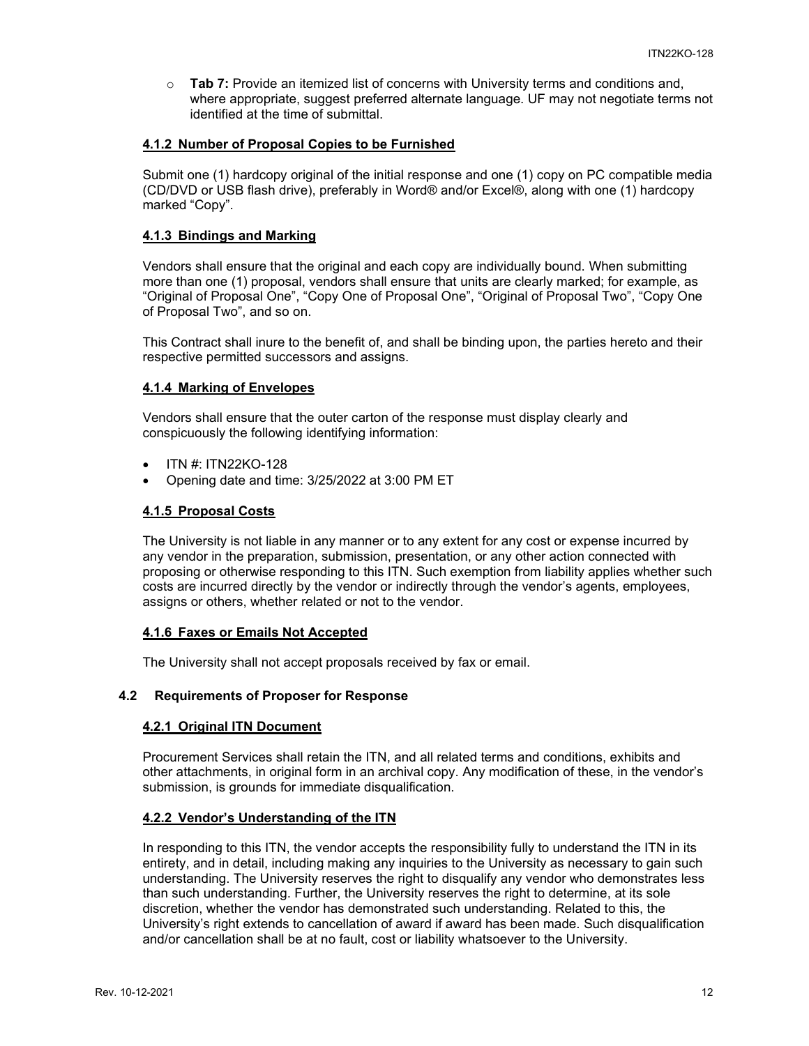- **Tab 7:** Provide an itemized list of concerns with University terms and conditions and, where appropriate, suggest preferred alternate language. UF may not negotiate terms not identified at the time of submittal.

#### 4.1.2 Number of Proposal Copies to be Furnished

Submit one (1) hardcopy original of the initial response and one (1) copy on PC compatible media (CD/DVD or USB flash drive), preferably in Word® and/or Excel®, along with one (1) hardcopy marked "Copy".

#### 4.1.3 Bindings and Marking

Vendors shall ensure that the original and each copy are individually bound. When submitting more than one (1) proposal, vendors shall ensure that units are clearly marked; for example, as "Original of Proposal One", "Copy One of Proposal One", "Original of Proposal Two", "Copy One of Proposal Two", and so on.

This Contract shall inure to the benefit of, and shall be binding upon, the parties hereto and their respective permitted successors and assigns.

#### 4.1.4 Marking of Envelopes

Vendors shall ensure that the outer carton of the response must display clearly and conspicuously the following identifying information:

- ITN #: ITN22KO-128
- Opening date and time: 3/25/2022 at 3:00 PM ET

#### 4.1.5 Proposal Costs

The University is not liable in any manner or to any extent for any cost or expense incurred by any vendor in the preparation, submission, presentation, or any other action connected with proposing or otherwise responding to this ITN. Such exemption from liability applies whether such costs are incurred directly by the vendor or indirectly through the vendor's agents, employees, assigns or others, whether related or not to the vendor.

#### 4.1.6 Faxes or Emails Not Accepted

The University shall not accept proposals received by fax or email.

### 4.2 Requirements of Proposer for Response

#### 4.2.1 Original ITN Document

Procurement Services shall retain the ITN, and all related terms and conditions, exhibits and other attachments, in original form in an archival copy. Any modification of these, in the vendor's submission, is grounds for immediate disqualification.

#### 4.2.2 Vendor's Understanding of the ITN

In responding to this ITN, the vendor accepts the responsibility fully to understand the ITN in its entirety, and in detail, including making any inquiries to the University as necessary to gain such understanding. The University reserves the right to disqualify any vendor who demonstrates less than such understanding. Further, the University reserves the right to determine, at its sole discretion, whether the vendor has demonstrated such understanding. Related to this, the University's right extends to cancellation of award if award has been made. Such disqualification and/or cancellation shall be at no fault, cost or liability whatsoever to the University.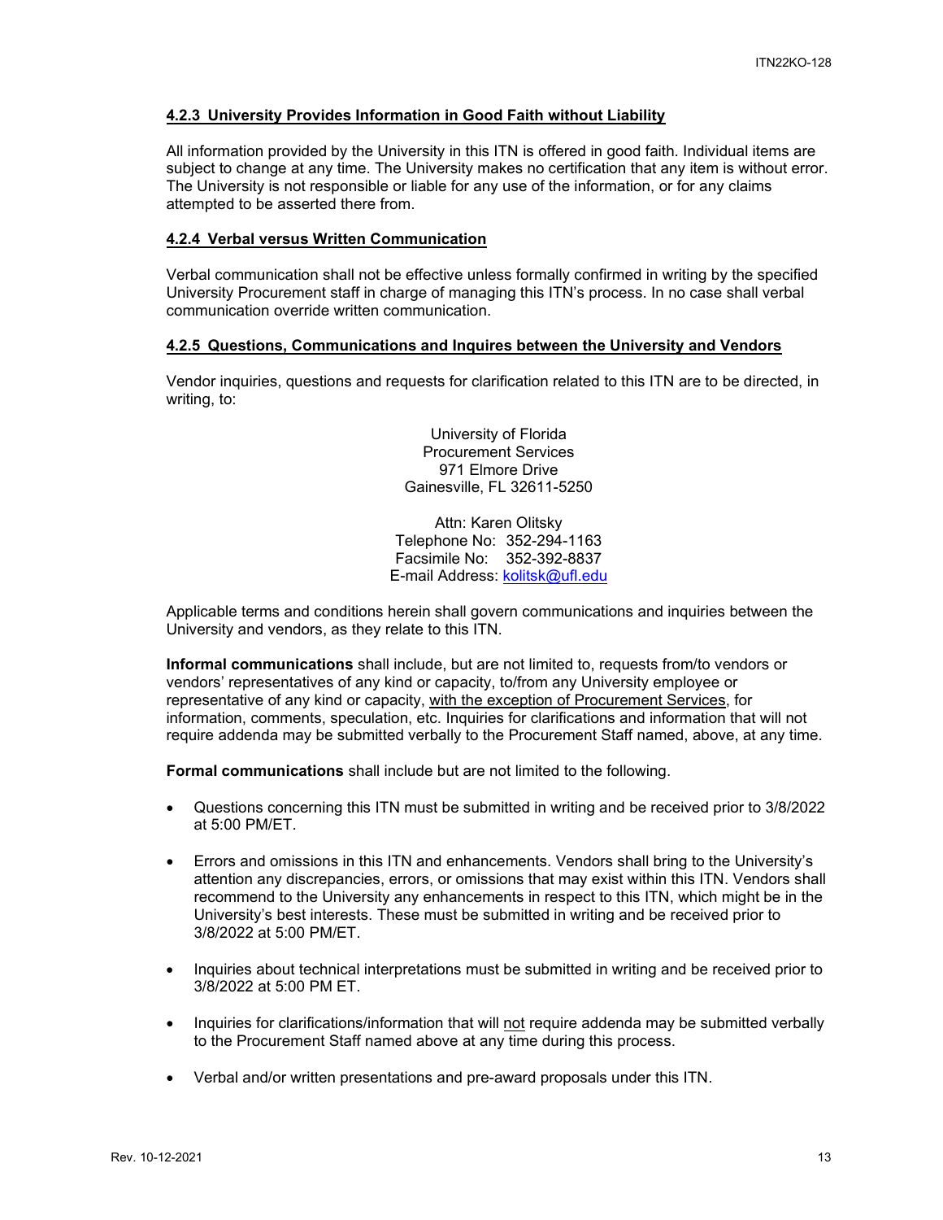#### 4.2.3 University Provides Information in Good Faith without Liability

All information provided by the University in this ITN is offered in good faith. Individual items are subject to change at any time. The University makes no certification that any item is without error. The University is not responsible or liable for any use of the information, or for any claims attempted to be asserted there from.

#### 4.2.4 Verbal versus Written Communication

Verbal communication shall not be effective unless formally confirmed in writing by the specified University Procurement staff in charge of managing this ITN's process. In no case shall verbal communication override written communication.

#### 4.2.5 Questions, Communications and Inquires between the University and Vendors

Vendor inquiries, questions and requests for clarification related to this ITN are to be directed, in writing, to:

University of Florida
Procurement Services
971 Elmore Drive
Gainesville, FL 32611-5250

Attn: Karen Olitsky
Telephone No: 352-294-1163
Facsimile No: 352-392-8837
E-mail Address: kolitsk@ufl.edu

Applicable terms and conditions herein shall govern communications and inquiries between the University and vendors, as they relate to this ITN.

**Informal communications** shall include, but are not limited to, requests from/to vendors or vendors' representatives of any kind or capacity, to/from any University employee or representative of any kind or capacity, with the exception of Procurement Services, for information, comments, speculation, etc. Inquiries for clarifications and information that will not require addenda may be submitted verbally to the Procurement Staff named, above, at any time.

**Formal communications** shall include but are not limited to the following.

- Questions concerning this ITN must be submitted in writing and be received prior to 3/8/2022 at 5:00 PM/ET.
- Errors and omissions in this ITN and enhancements. Vendors shall bring to the University's attention any discrepancies, errors, or omissions that may exist within this ITN. Vendors shall recommend to the University any enhancements in respect to this ITN, which might be in the University's best interests. These must be submitted in writing and be received prior to 3/8/2022 at 5:00 PM/ET.
- Inquiries about technical interpretations must be submitted in writing and be received prior to 3/8/2022 at 5:00 PM ET.
- Inquiries for clarifications/information that will not require addenda may be submitted verbally to the Procurement Staff named above at any time during this process.
- Verbal and/or written presentations and pre-award proposals under this ITN.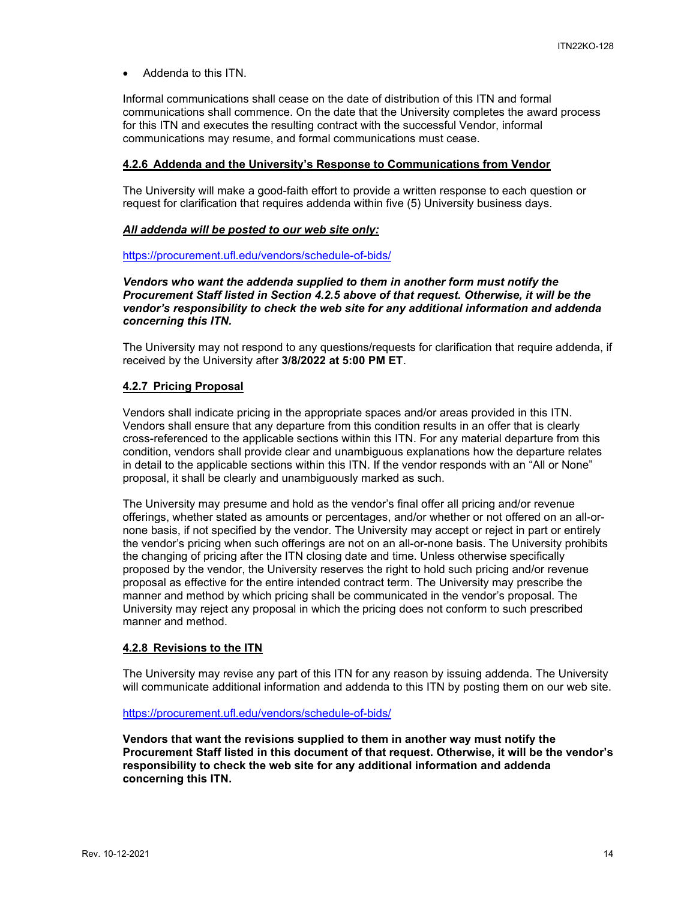- Addenda to this ITN.

Informal communications shall cease on the date of distribution of this ITN and formal communications shall commence. On the date that the University completes the award process for this ITN and executes the resulting contract with the successful Vendor, informal communications may resume, and formal communications must cease.

#### 4.2.6 Addenda and the University's Response to Communications from Vendor

The University will make a good-faith effort to provide a written response to each question or request for clarification that requires addenda within five (5) University business days.

***All addenda will be posted to our web site only:***

https://procurement.ufl.edu/vendors/schedule-of-bids/

***Vendors who want the addenda supplied to them in another form must notify the Procurement Staff listed in Section 4.2.5 above of that request. Otherwise, it will be the vendor's responsibility to check the web site for any additional information and addenda concerning this ITN.***

The University may not respond to any questions/requests for clarification that require addenda, if received by the University after **3/8/2022 at 5:00 PM ET**.

#### 4.2.7 Pricing Proposal

Vendors shall indicate pricing in the appropriate spaces and/or areas provided in this ITN. Vendors shall ensure that any departure from this condition results in an offer that is clearly cross-referenced to the applicable sections within this ITN. For any material departure from this condition, vendors shall provide clear and unambiguous explanations how the departure relates in detail to the applicable sections within this ITN. If the vendor responds with an "All or None" proposal, it shall be clearly and unambiguously marked as such.

The University may presume and hold as the vendor's final offer all pricing and/or revenue offerings, whether stated as amounts or percentages, and/or whether or not offered on an all-or-none basis, if not specified by the vendor. The University may accept or reject in part or entirely the vendor's pricing when such offerings are not on an all-or-none basis. The University prohibits the changing of pricing after the ITN closing date and time. Unless otherwise specifically proposed by the vendor, the University reserves the right to hold such pricing and/or revenue proposal as effective for the entire intended contract term. The University may prescribe the manner and method by which pricing shall be communicated in the vendor's proposal. The University may reject any proposal in which the pricing does not conform to such prescribed manner and method.

#### 4.2.8 Revisions to the ITN

The University may revise any part of this ITN for any reason by issuing addenda. The University will communicate additional information and addenda to this ITN by posting them on our web site.

https://procurement.ufl.edu/vendors/schedule-of-bids/

**Vendors that want the revisions supplied to them in another way must notify the Procurement Staff listed in this document of that request. Otherwise, it will be the vendor's responsibility to check the web site for any additional information and addenda concerning this ITN.**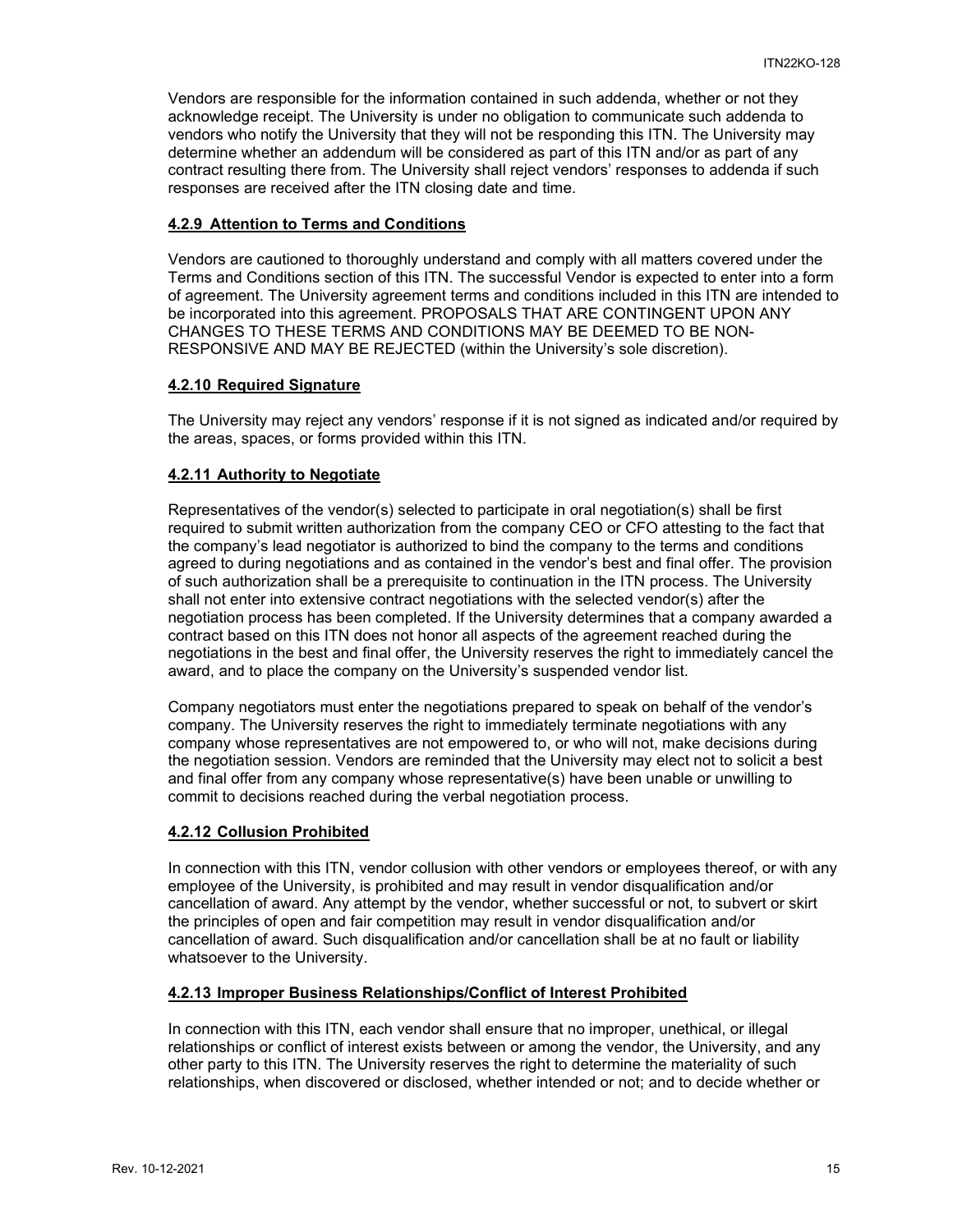Vendors are responsible for the information contained in such addenda, whether or not they acknowledge receipt. The University is under no obligation to communicate such addenda to vendors who notify the University that they will not be responding this ITN. The University may determine whether an addendum will be considered as part of this ITN and/or as part of any contract resulting there from. The University shall reject vendors' responses to addenda if such responses are received after the ITN closing date and time.

#### 4.2.9 Attention to Terms and Conditions

Vendors are cautioned to thoroughly understand and comply with all matters covered under the Terms and Conditions section of this ITN. The successful Vendor is expected to enter into a form of agreement. The University agreement terms and conditions included in this ITN are intended to be incorporated into this agreement. PROPOSALS THAT ARE CONTINGENT UPON ANY CHANGES TO THESE TERMS AND CONDITIONS MAY BE DEEMED TO BE NON-RESPONSIVE AND MAY BE REJECTED (within the University's sole discretion).

#### 4.2.10 Required Signature

The University may reject any vendors' response if it is not signed as indicated and/or required by the areas, spaces, or forms provided within this ITN.

#### 4.2.11 Authority to Negotiate

Representatives of the vendor(s) selected to participate in oral negotiation(s) shall be first required to submit written authorization from the company CEO or CFO attesting to the fact that the company's lead negotiator is authorized to bind the company to the terms and conditions agreed to during negotiations and as contained in the vendor's best and final offer. The provision of such authorization shall be a prerequisite to continuation in the ITN process. The University shall not enter into extensive contract negotiations with the selected vendor(s) after the negotiation process has been completed. If the University determines that a company awarded a contract based on this ITN does not honor all aspects of the agreement reached during the negotiations in the best and final offer, the University reserves the right to immediately cancel the award, and to place the company on the University's suspended vendor list.

Company negotiators must enter the negotiations prepared to speak on behalf of the vendor's company. The University reserves the right to immediately terminate negotiations with any company whose representatives are not empowered to, or who will not, make decisions during the negotiation session. Vendors are reminded that the University may elect not to solicit a best and final offer from any company whose representative(s) have been unable or unwilling to commit to decisions reached during the verbal negotiation process.

#### 4.2.12 Collusion Prohibited

In connection with this ITN, vendor collusion with other vendors or employees thereof, or with any employee of the University, is prohibited and may result in vendor disqualification and/or cancellation of award. Any attempt by the vendor, whether successful or not, to subvert or skirt the principles of open and fair competition may result in vendor disqualification and/or cancellation of award. Such disqualification and/or cancellation shall be at no fault or liability whatsoever to the University.

#### 4.2.13 Improper Business Relationships/Conflict of Interest Prohibited

In connection with this ITN, each vendor shall ensure that no improper, unethical, or illegal relationships or conflict of interest exists between or among the vendor, the University, and any other party to this ITN. The University reserves the right to determine the materiality of such relationships, when discovered or disclosed, whether intended or not; and to decide whether or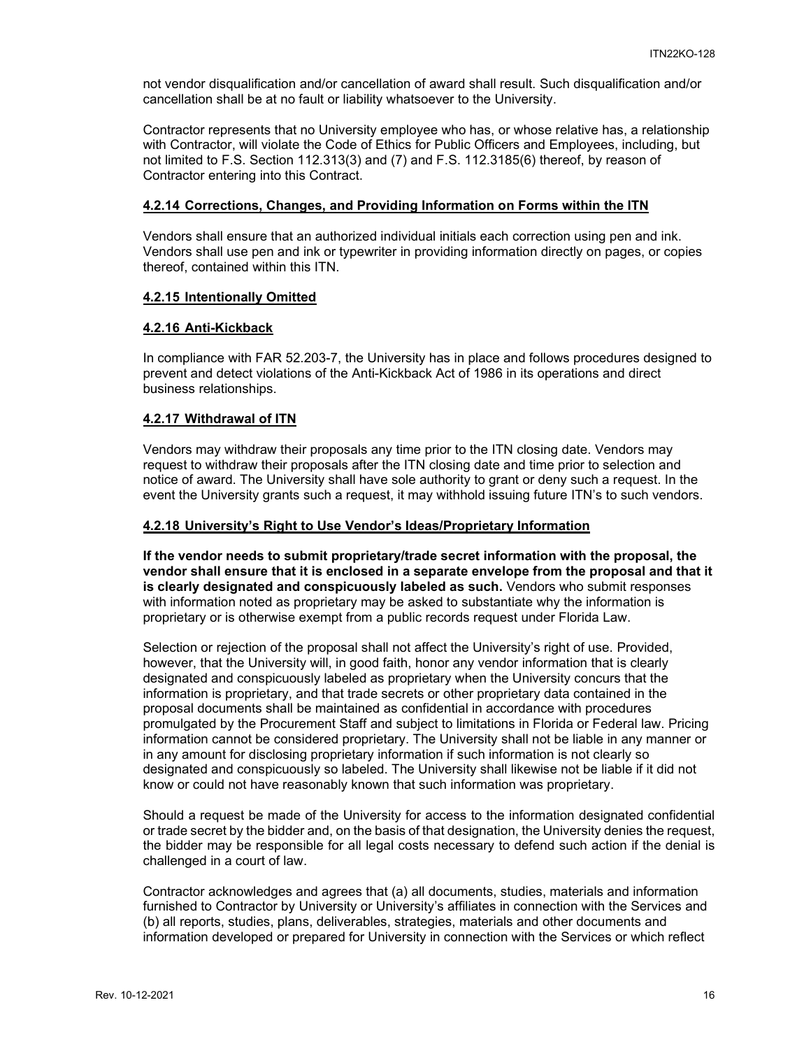not vendor disqualification and/or cancellation of award shall result. Such disqualification and/or cancellation shall be at no fault or liability whatsoever to the University.

Contractor represents that no University employee who has, or whose relative has, a relationship with Contractor, will violate the Code of Ethics for Public Officers and Employees, including, but not limited to F.S. Section 112.313(3) and (7) and F.S. 112.3185(6) thereof, by reason of Contractor entering into this Contract.

#### 4.2.14 Corrections, Changes, and Providing Information on Forms within the ITN

Vendors shall ensure that an authorized individual initials each correction using pen and ink. Vendors shall use pen and ink or typewriter in providing information directly on pages, or copies thereof, contained within this ITN.

#### 4.2.15 Intentionally Omitted

#### 4.2.16 Anti-Kickback

In compliance with FAR 52.203-7, the University has in place and follows procedures designed to prevent and detect violations of the Anti-Kickback Act of 1986 in its operations and direct business relationships.

#### 4.2.17 Withdrawal of ITN

Vendors may withdraw their proposals any time prior to the ITN closing date. Vendors may request to withdraw their proposals after the ITN closing date and time prior to selection and notice of award. The University shall have sole authority to grant or deny such a request. In the event the University grants such a request, it may withhold issuing future ITN's to such vendors.

#### 4.2.18 University's Right to Use Vendor's Ideas/Proprietary Information

**If the vendor needs to submit proprietary/trade secret information with the proposal, the vendor shall ensure that it is enclosed in a separate envelope from the proposal and that it is clearly designated and conspicuously labeled as such.** Vendors who submit responses with information noted as proprietary may be asked to substantiate why the information is proprietary or is otherwise exempt from a public records request under Florida Law.

Selection or rejection of the proposal shall not affect the University's right of use. Provided, however, that the University will, in good faith, honor any vendor information that is clearly designated and conspicuously labeled as proprietary when the University concurs that the information is proprietary, and that trade secrets or other proprietary data contained in the proposal documents shall be maintained as confidential in accordance with procedures promulgated by the Procurement Staff and subject to limitations in Florida or Federal law. Pricing information cannot be considered proprietary. The University shall not be liable in any manner or in any amount for disclosing proprietary information if such information is not clearly so designated and conspicuously so labeled. The University shall likewise not be liable if it did not know or could not have reasonably known that such information was proprietary.

Should a request be made of the University for access to the information designated confidential or trade secret by the bidder and, on the basis of that designation, the University denies the request, the bidder may be responsible for all legal costs necessary to defend such action if the denial is challenged in a court of law.

Contractor acknowledges and agrees that (a) all documents, studies, materials and information furnished to Contractor by University or University's affiliates in connection with the Services and (b) all reports, studies, plans, deliverables, strategies, materials and other documents and information developed or prepared for University in connection with the Services or which reflect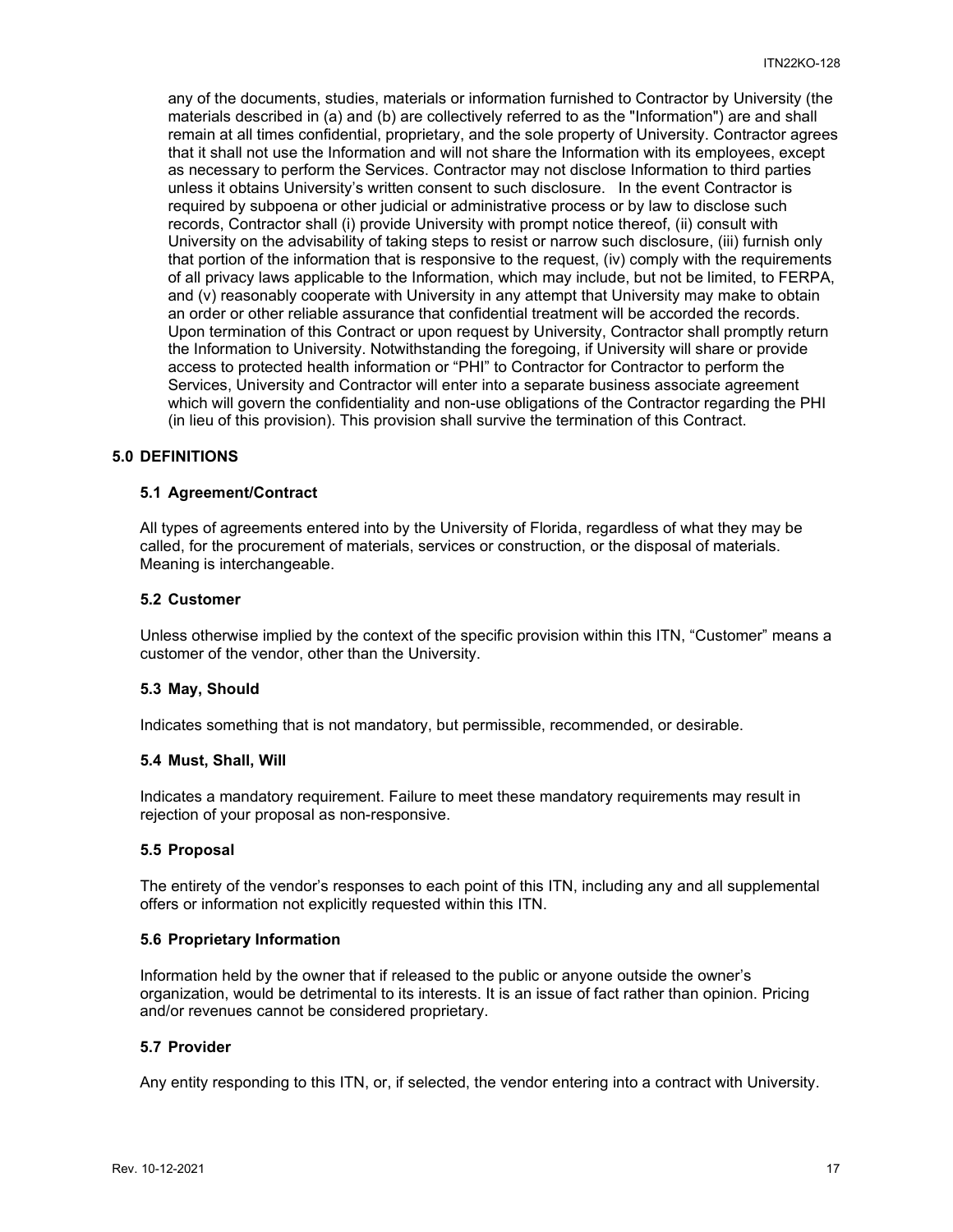any of the documents, studies, materials or information furnished to Contractor by University (the materials described in (a) and (b) are collectively referred to as the "Information") are and shall remain at all times confidential, proprietary, and the sole property of University. Contractor agrees that it shall not use the Information and will not share the Information with its employees, except as necessary to perform the Services. Contractor may not disclose Information to third parties unless it obtains University's written consent to such disclosure. In the event Contractor is required by subpoena or other judicial or administrative process or by law to disclose such records, Contractor shall (i) provide University with prompt notice thereof, (ii) consult with University on the advisability of taking steps to resist or narrow such disclosure, (iii) furnish only that portion of the information that is responsive to the request, (iv) comply with the requirements of all privacy laws applicable to the Information, which may include, but not be limited, to FERPA, and (v) reasonably cooperate with University in any attempt that University may make to obtain an order or other reliable assurance that confidential treatment will be accorded the records. Upon termination of this Contract or upon request by University, Contractor shall promptly return the Information to University. Notwithstanding the foregoing, if University will share or provide access to protected health information or "PHI" to Contractor for Contractor to perform the Services, University and Contractor will enter into a separate business associate agreement which will govern the confidentiality and non-use obligations of the Contractor regarding the PHI (in lieu of this provision). This provision shall survive the termination of this Contract.

## 5.0 DEFINITIONS

### 5.1 Agreement/Contract

All types of agreements entered into by the University of Florida, regardless of what they may be called, for the procurement of materials, services or construction, or the disposal of materials. Meaning is interchangeable.

### 5.2 Customer

Unless otherwise implied by the context of the specific provision within this ITN, "Customer" means a customer of the vendor, other than the University.

### 5.3 May, Should

Indicates something that is not mandatory, but permissible, recommended, or desirable.

### 5.4 Must, Shall, Will

Indicates a mandatory requirement. Failure to meet these mandatory requirements may result in rejection of your proposal as non-responsive.

### 5.5 Proposal

The entirety of the vendor's responses to each point of this ITN, including any and all supplemental offers or information not explicitly requested within this ITN.

### 5.6 Proprietary Information

Information held by the owner that if released to the public or anyone outside the owner's organization, would be detrimental to its interests. It is an issue of fact rather than opinion. Pricing and/or revenues cannot be considered proprietary.

### 5.7 Provider

Any entity responding to this ITN, or, if selected, the vendor entering into a contract with University.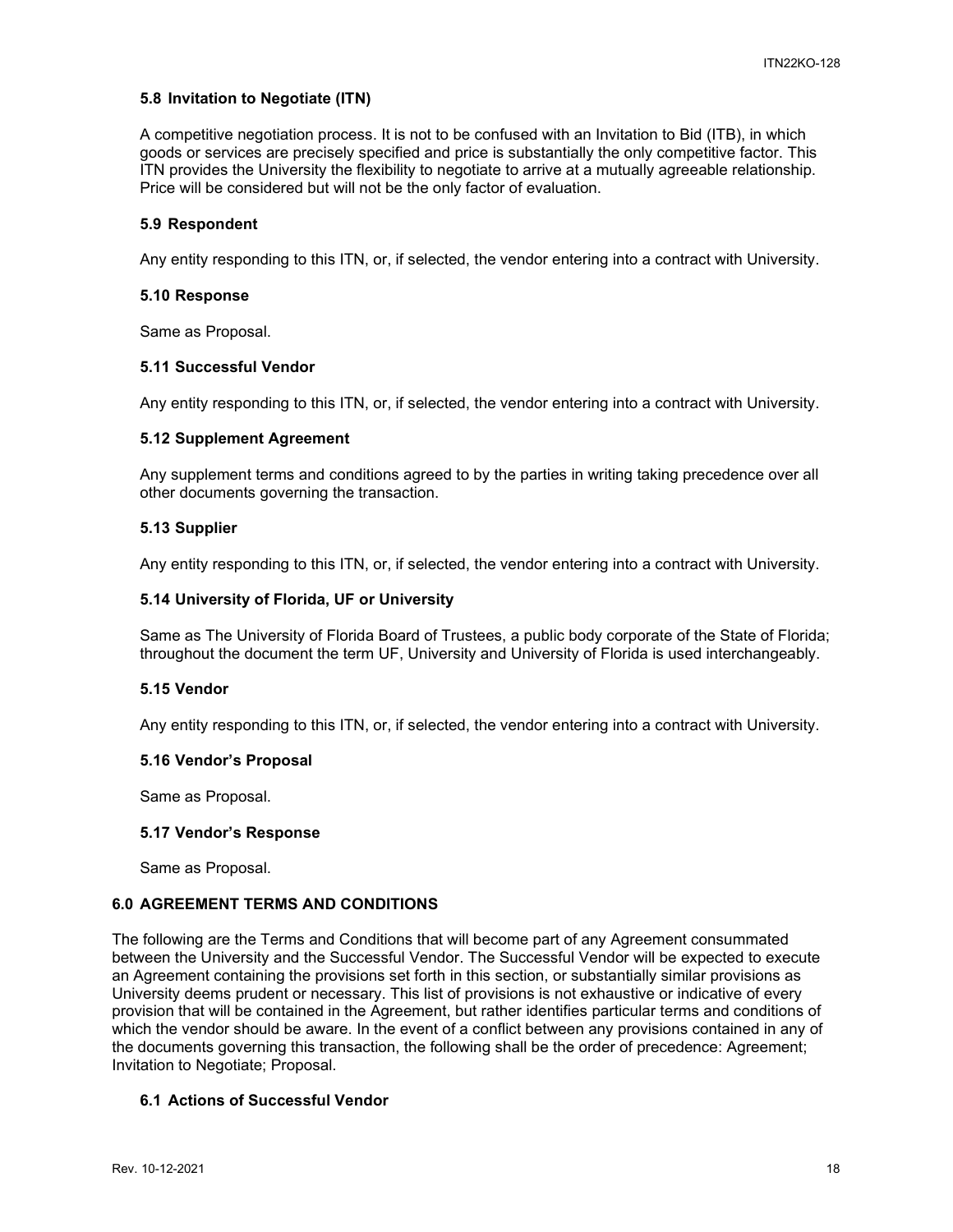### 5.8 Invitation to Negotiate (ITN)

A competitive negotiation process. It is not to be confused with an Invitation to Bid (ITB), in which goods or services are precisely specified and price is substantially the only competitive factor. This ITN provides the University the flexibility to negotiate to arrive at a mutually agreeable relationship. Price will be considered but will not be the only factor of evaluation.

### 5.9 Respondent

Any entity responding to this ITN, or, if selected, the vendor entering into a contract with University.

### 5.10 Response

Same as Proposal.

### 5.11 Successful Vendor

Any entity responding to this ITN, or, if selected, the vendor entering into a contract with University.

### 5.12 Supplement Agreement

Any supplement terms and conditions agreed to by the parties in writing taking precedence over all other documents governing the transaction.

### 5.13 Supplier

Any entity responding to this ITN, or, if selected, the vendor entering into a contract with University.

### 5.14 University of Florida, UF or University

Same as The University of Florida Board of Trustees, a public body corporate of the State of Florida; throughout the document the term UF, University and University of Florida is used interchangeably.

### 5.15 Vendor

Any entity responding to this ITN, or, if selected, the vendor entering into a contract with University.

### 5.16 Vendor's Proposal

Same as Proposal.

### 5.17 Vendor's Response

Same as Proposal.

## 6.0 AGREEMENT TERMS AND CONDITIONS

The following are the Terms and Conditions that will become part of any Agreement consummated between the University and the Successful Vendor. The Successful Vendor will be expected to execute an Agreement containing the provisions set forth in this section, or substantially similar provisions as University deems prudent or necessary. This list of provisions is not exhaustive or indicative of every provision that will be contained in the Agreement, but rather identifies particular terms and conditions of which the vendor should be aware. In the event of a conflict between any provisions contained in any of the documents governing this transaction, the following shall be the order of precedence: Agreement; Invitation to Negotiate; Proposal.

### 6.1 Actions of Successful Vendor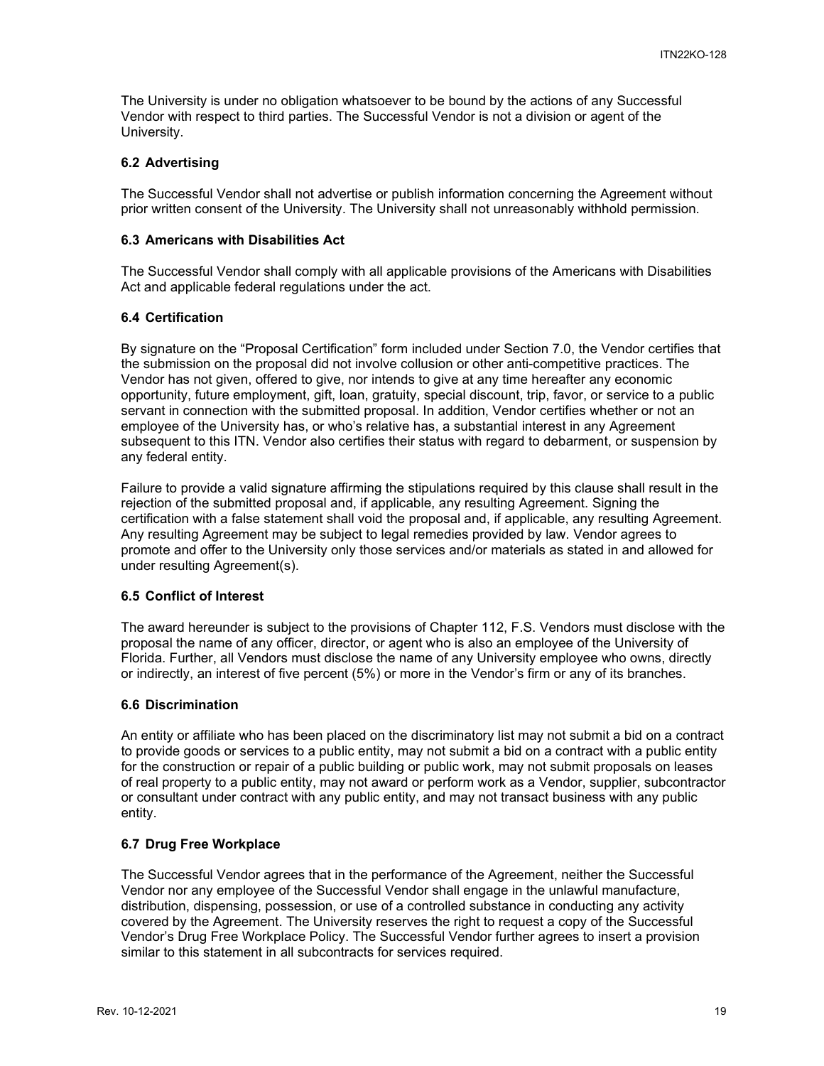The University is under no obligation whatsoever to be bound by the actions of any Successful Vendor with respect to third parties. The Successful Vendor is not a division or agent of the University.

### 6.2 Advertising

The Successful Vendor shall not advertise or publish information concerning the Agreement without prior written consent of the University. The University shall not unreasonably withhold permission.

### 6.3 Americans with Disabilities Act

The Successful Vendor shall comply with all applicable provisions of the Americans with Disabilities Act and applicable federal regulations under the act.

### 6.4 Certification

By signature on the "Proposal Certification" form included under Section 7.0, the Vendor certifies that the submission on the proposal did not involve collusion or other anti-competitive practices. The Vendor has not given, offered to give, nor intends to give at any time hereafter any economic opportunity, future employment, gift, loan, gratuity, special discount, trip, favor, or service to a public servant in connection with the submitted proposal. In addition, Vendor certifies whether or not an employee of the University has, or who's relative has, a substantial interest in any Agreement subsequent to this ITN. Vendor also certifies their status with regard to debarment, or suspension by any federal entity.

Failure to provide a valid signature affirming the stipulations required by this clause shall result in the rejection of the submitted proposal and, if applicable, any resulting Agreement. Signing the certification with a false statement shall void the proposal and, if applicable, any resulting Agreement. Any resulting Agreement may be subject to legal remedies provided by law. Vendor agrees to promote and offer to the University only those services and/or materials as stated in and allowed for under resulting Agreement(s).

### 6.5 Conflict of Interest

The award hereunder is subject to the provisions of Chapter 112, F.S. Vendors must disclose with the proposal the name of any officer, director, or agent who is also an employee of the University of Florida. Further, all Vendors must disclose the name of any University employee who owns, directly or indirectly, an interest of five percent (5%) or more in the Vendor's firm or any of its branches.

### 6.6 Discrimination

An entity or affiliate who has been placed on the discriminatory list may not submit a bid on a contract to provide goods or services to a public entity, may not submit a bid on a contract with a public entity for the construction or repair of a public building or public work, may not submit proposals on leases of real property to a public entity, may not award or perform work as a Vendor, supplier, subcontractor or consultant under contract with any public entity, and may not transact business with any public entity.

### 6.7 Drug Free Workplace

The Successful Vendor agrees that in the performance of the Agreement, neither the Successful Vendor nor any employee of the Successful Vendor shall engage in the unlawful manufacture, distribution, dispensing, possession, or use of a controlled substance in conducting any activity covered by the Agreement. The University reserves the right to request a copy of the Successful Vendor's Drug Free Workplace Policy. The Successful Vendor further agrees to insert a provision similar to this statement in all subcontracts for services required.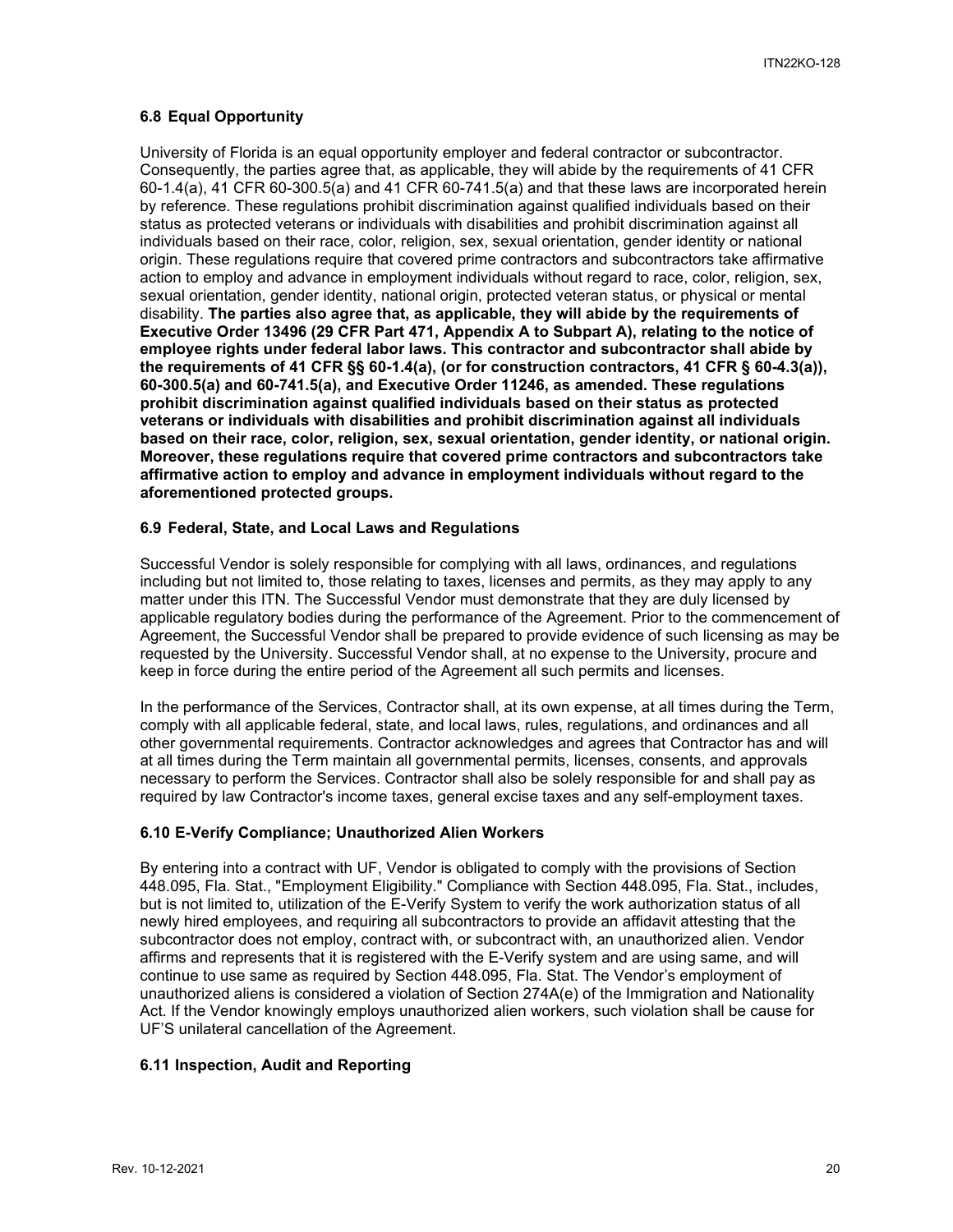### 6.8 Equal Opportunity

University of Florida is an equal opportunity employer and federal contractor or subcontractor. Consequently, the parties agree that, as applicable, they will abide by the requirements of 41 CFR 60-1.4(a), 41 CFR 60-300.5(a) and 41 CFR 60-741.5(a) and that these laws are incorporated herein by reference. These regulations prohibit discrimination against qualified individuals based on their status as protected veterans or individuals with disabilities and prohibit discrimination against all individuals based on their race, color, religion, sex, sexual orientation, gender identity or national origin. These regulations require that covered prime contractors and subcontractors take affirmative action to employ and advance in employment individuals without regard to race, color, religion, sex, sexual orientation, gender identity, national origin, protected veteran status, or physical or mental disability. **The parties also agree that, as applicable, they will abide by the requirements of Executive Order 13496 (29 CFR Part 471, Appendix A to Subpart A), relating to the notice of employee rights under federal labor laws. This contractor and subcontractor shall abide by the requirements of 41 CFR §§ 60-1.4(a), (or for construction contractors, 41 CFR § 60-4.3(a)), 60-300.5(a) and 60-741.5(a), and Executive Order 11246, as amended. These regulations prohibit discrimination against qualified individuals based on their status as protected veterans or individuals with disabilities and prohibit discrimination against all individuals based on their race, color, religion, sex, sexual orientation, gender identity, or national origin. Moreover, these regulations require that covered prime contractors and subcontractors take affirmative action to employ and advance in employment individuals without regard to the aforementioned protected groups.**

### 6.9 Federal, State, and Local Laws and Regulations

Successful Vendor is solely responsible for complying with all laws, ordinances, and regulations including but not limited to, those relating to taxes, licenses and permits, as they may apply to any matter under this ITN. The Successful Vendor must demonstrate that they are duly licensed by applicable regulatory bodies during the performance of the Agreement. Prior to the commencement of Agreement, the Successful Vendor shall be prepared to provide evidence of such licensing as may be requested by the University. Successful Vendor shall, at no expense to the University, procure and keep in force during the entire period of the Agreement all such permits and licenses.

In the performance of the Services, Contractor shall, at its own expense, at all times during the Term, comply with all applicable federal, state, and local laws, rules, regulations, and ordinances and all other governmental requirements. Contractor acknowledges and agrees that Contractor has and will at all times during the Term maintain all governmental permits, licenses, consents, and approvals necessary to perform the Services. Contractor shall also be solely responsible for and shall pay as required by law Contractor's income taxes, general excise taxes and any self-employment taxes.

### 6.10 E-Verify Compliance; Unauthorized Alien Workers

By entering into a contract with UF, Vendor is obligated to comply with the provisions of Section 448.095, Fla. Stat., "Employment Eligibility." Compliance with Section 448.095, Fla. Stat., includes, but is not limited to, utilization of the E-Verify System to verify the work authorization status of all newly hired employees, and requiring all subcontractors to provide an affidavit attesting that the subcontractor does not employ, contract with, or subcontract with, an unauthorized alien. Vendor affirms and represents that it is registered with the E-Verify system and are using same, and will continue to use same as required by Section 448.095, Fla. Stat. The Vendor's employment of unauthorized aliens is considered a violation of Section 274A(e) of the Immigration and Nationality Act. If the Vendor knowingly employs unauthorized alien workers, such violation shall be cause for UF'S unilateral cancellation of the Agreement.

### 6.11 Inspection, Audit and Reporting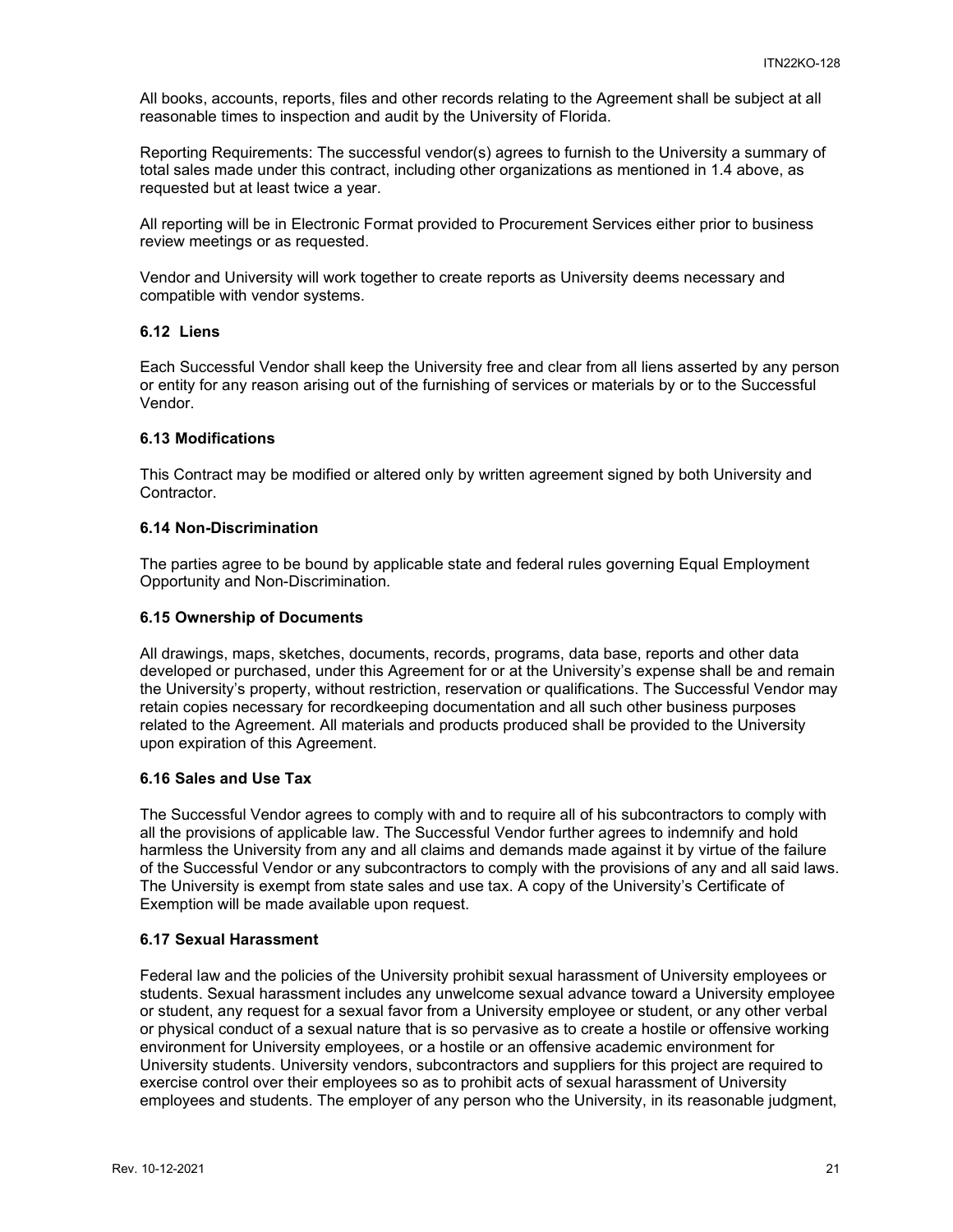All books, accounts, reports, files and other records relating to the Agreement shall be subject at all reasonable times to inspection and audit by the University of Florida.

Reporting Requirements: The successful vendor(s) agrees to furnish to the University a summary of total sales made under this contract, including other organizations as mentioned in 1.4 above, as requested but at least twice a year.

All reporting will be in Electronic Format provided to Procurement Services either prior to business review meetings or as requested.

Vendor and University will work together to create reports as University deems necessary and compatible with vendor systems.

### 6.12 Liens

Each Successful Vendor shall keep the University free and clear from all liens asserted by any person or entity for any reason arising out of the furnishing of services or materials by or to the Successful Vendor.

### 6.13 Modifications

This Contract may be modified or altered only by written agreement signed by both University and Contractor.

### 6.14 Non-Discrimination

The parties agree to be bound by applicable state and federal rules governing Equal Employment Opportunity and Non-Discrimination.

### 6.15 Ownership of Documents

All drawings, maps, sketches, documents, records, programs, data base, reports and other data developed or purchased, under this Agreement for or at the University's expense shall be and remain the University's property, without restriction, reservation or qualifications. The Successful Vendor may retain copies necessary for recordkeeping documentation and all such other business purposes related to the Agreement. All materials and products produced shall be provided to the University upon expiration of this Agreement.

### 6.16 Sales and Use Tax

The Successful Vendor agrees to comply with and to require all of his subcontractors to comply with all the provisions of applicable law. The Successful Vendor further agrees to indemnify and hold harmless the University from any and all claims and demands made against it by virtue of the failure of the Successful Vendor or any subcontractors to comply with the provisions of any and all said laws. The University is exempt from state sales and use tax. A copy of the University's Certificate of Exemption will be made available upon request.

### 6.17 Sexual Harassment

Federal law and the policies of the University prohibit sexual harassment of University employees or students. Sexual harassment includes any unwelcome sexual advance toward a University employee or student, any request for a sexual favor from a University employee or student, or any other verbal or physical conduct of a sexual nature that is so pervasive as to create a hostile or offensive working environment for University employees, or a hostile or an offensive academic environment for University students. University vendors, subcontractors and suppliers for this project are required to exercise control over their employees so as to prohibit acts of sexual harassment of University employees and students. The employer of any person who the University, in its reasonable judgment,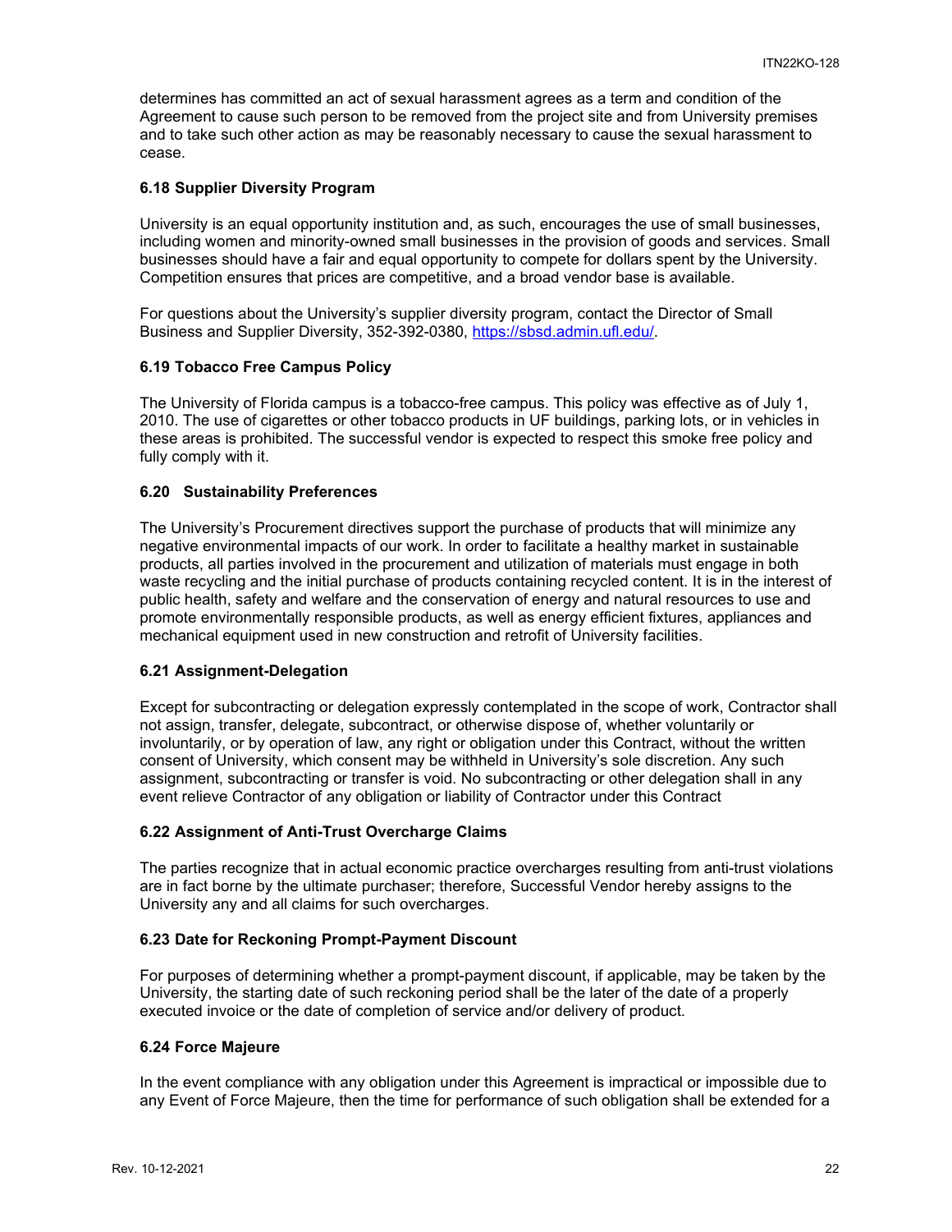determines has committed an act of sexual harassment agrees as a term and condition of the Agreement to cause such person to be removed from the project site and from University premises and to take such other action as may be reasonably necessary to cause the sexual harassment to cease.

### 6.18 Supplier Diversity Program

University is an equal opportunity institution and, as such, encourages the use of small businesses, including women and minority-owned small businesses in the provision of goods and services. Small businesses should have a fair and equal opportunity to compete for dollars spent by the University. Competition ensures that prices are competitive, and a broad vendor base is available.

For questions about the University's supplier diversity program, contact the Director of Small Business and Supplier Diversity, 352-392-0380, https://sbsd.admin.ufl.edu/.

### 6.19 Tobacco Free Campus Policy

The University of Florida campus is a tobacco-free campus. This policy was effective as of July 1, 2010. The use of cigarettes or other tobacco products in UF buildings, parking lots, or in vehicles in these areas is prohibited. The successful vendor is expected to respect this smoke free policy and fully comply with it.

### 6.20 Sustainability Preferences

The University's Procurement directives support the purchase of products that will minimize any negative environmental impacts of our work. In order to facilitate a healthy market in sustainable products, all parties involved in the procurement and utilization of materials must engage in both waste recycling and the initial purchase of products containing recycled content. It is in the interest of public health, safety and welfare and the conservation of energy and natural resources to use and promote environmentally responsible products, as well as energy efficient fixtures, appliances and mechanical equipment used in new construction and retrofit of University facilities.

### 6.21 Assignment-Delegation

Except for subcontracting or delegation expressly contemplated in the scope of work, Contractor shall not assign, transfer, delegate, subcontract, or otherwise dispose of, whether voluntarily or involuntarily, or by operation of law, any right or obligation under this Contract, without the written consent of University, which consent may be withheld in University's sole discretion. Any such assignment, subcontracting or transfer is void. No subcontracting or other delegation shall in any event relieve Contractor of any obligation or liability of Contractor under this Contract

### 6.22 Assignment of Anti-Trust Overcharge Claims

The parties recognize that in actual economic practice overcharges resulting from anti-trust violations are in fact borne by the ultimate purchaser; therefore, Successful Vendor hereby assigns to the University any and all claims for such overcharges.

### 6.23 Date for Reckoning Prompt-Payment Discount

For purposes of determining whether a prompt-payment discount, if applicable, may be taken by the University, the starting date of such reckoning period shall be the later of the date of a properly executed invoice or the date of completion of service and/or delivery of product.

### 6.24 Force Majeure

In the event compliance with any obligation under this Agreement is impractical or impossible due to any Event of Force Majeure, then the time for performance of such obligation shall be extended for a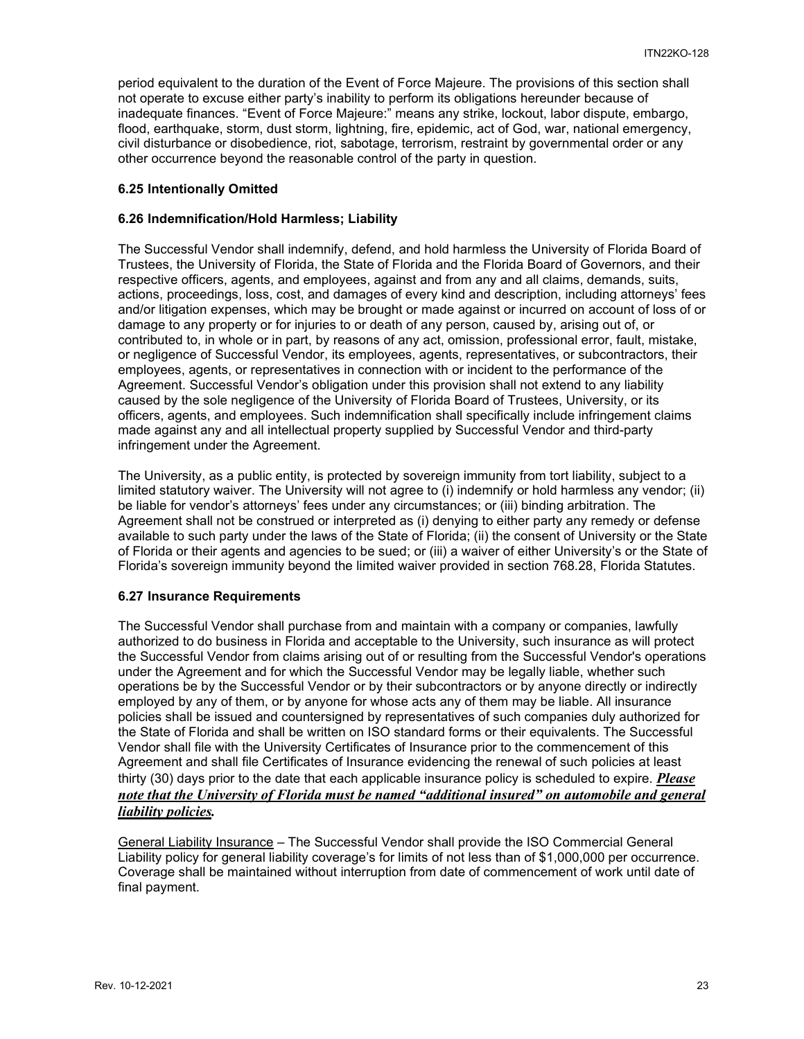period equivalent to the duration of the Event of Force Majeure. The provisions of this section shall not operate to excuse either party's inability to perform its obligations hereunder because of inadequate finances. "Event of Force Majeure:" means any strike, lockout, labor dispute, embargo, flood, earthquake, storm, dust storm, lightning, fire, epidemic, act of God, war, national emergency, civil disturbance or disobedience, riot, sabotage, terrorism, restraint by governmental order or any other occurrence beyond the reasonable control of the party in question.

**6.25 Intentionally Omitted**

**6.26 Indemnification/Hold Harmless; Liability**

The Successful Vendor shall indemnify, defend, and hold harmless the University of Florida Board of Trustees, the University of Florida, the State of Florida and the Florida Board of Governors, and their respective officers, agents, and employees, against and from any and all claims, demands, suits, actions, proceedings, loss, cost, and damages of every kind and description, including attorneys' fees and/or litigation expenses, which may be brought or made against or incurred on account of loss of or damage to any property or for injuries to or death of any person, caused by, arising out of, or contributed to, in whole or in part, by reasons of any act, omission, professional error, fault, mistake, or negligence of Successful Vendor, its employees, agents, representatives, or subcontractors, their employees, agents, or representatives in connection with or incident to the performance of the Agreement. Successful Vendor's obligation under this provision shall not extend to any liability caused by the sole negligence of the University of Florida Board of Trustees, University, or its officers, agents, and employees. Such indemnification shall specifically include infringement claims made against any and all intellectual property supplied by Successful Vendor and third-party infringement under the Agreement.

The University, as a public entity, is protected by sovereign immunity from tort liability, subject to a limited statutory waiver. The University will not agree to (i) indemnify or hold harmless any vendor; (ii) be liable for vendor's attorneys' fees under any circumstances; or (iii) binding arbitration. The Agreement shall not be construed or interpreted as (i) denying to either party any remedy or defense available to such party under the laws of the State of Florida; (ii) the consent of University or the State of Florida or their agents and agencies to be sued; or (iii) a waiver of either University's or the State of Florida's sovereign immunity beyond the limited waiver provided in section 768.28, Florida Statutes.

**6.27 Insurance Requirements**

The Successful Vendor shall purchase from and maintain with a company or companies, lawfully authorized to do business in Florida and acceptable to the University, such insurance as will protect the Successful Vendor from claims arising out of or resulting from the Successful Vendor's operations under the Agreement and for which the Successful Vendor may be legally liable, whether such operations be by the Successful Vendor or by their subcontractors or by anyone directly or indirectly employed by any of them, or by anyone for whose acts any of them may be liable. All insurance policies shall be issued and countersigned by representatives of such companies duly authorized for the State of Florida and shall be written on ISO standard forms or their equivalents. The Successful Vendor shall file with the University Certificates of Insurance prior to the commencement of this Agreement and shall file Certificates of Insurance evidencing the renewal of such policies at least thirty (30) days prior to the date that each applicable insurance policy is scheduled to expire. ***Please note that the University of Florida must be named "additional insured" on automobile and general liability policies.***

General Liability Insurance – The Successful Vendor shall provide the ISO Commercial General Liability policy for general liability coverage's for limits of not less than of $1,000,000 per occurrence. Coverage shall be maintained without interruption from date of commencement of work until date of final payment.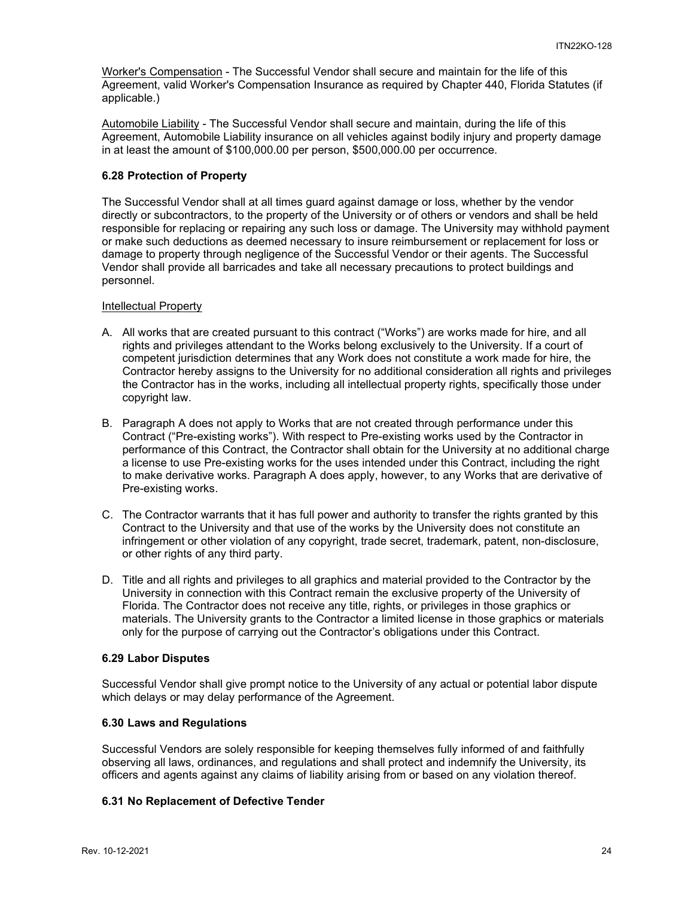Worker's Compensation - The Successful Vendor shall secure and maintain for the life of this Agreement, valid Worker's Compensation Insurance as required by Chapter 440, Florida Statutes (if applicable.)

Automobile Liability - The Successful Vendor shall secure and maintain, during the life of this Agreement, Automobile Liability insurance on all vehicles against bodily injury and property damage in at least the amount of $100,000.00 per person, $500,000.00 per occurrence.

### 6.28 Protection of Property

The Successful Vendor shall at all times guard against damage or loss, whether by the vendor directly or subcontractors, to the property of the University or of others or vendors and shall be held responsible for replacing or repairing any such loss or damage. The University may withhold payment or make such deductions as deemed necessary to insure reimbursement or replacement for loss or damage to property through negligence of the Successful Vendor or their agents. The Successful Vendor shall provide all barricades and take all necessary precautions to protect buildings and personnel.

Intellectual Property

A. All works that are created pursuant to this contract ("Works") are works made for hire, and all rights and privileges attendant to the Works belong exclusively to the University. If a court of competent jurisdiction determines that any Work does not constitute a work made for hire, the Contractor hereby assigns to the University for no additional consideration all rights and privileges the Contractor has in the works, including all intellectual property rights, specifically those under copyright law.

B. Paragraph A does not apply to Works that are not created through performance under this Contract ("Pre-existing works"). With respect to Pre-existing works used by the Contractor in performance of this Contract, the Contractor shall obtain for the University at no additional charge a license to use Pre-existing works for the uses intended under this Contract, including the right to make derivative works. Paragraph A does apply, however, to any Works that are derivative of Pre-existing works.

C. The Contractor warrants that it has full power and authority to transfer the rights granted by this Contract to the University and that use of the works by the University does not constitute an infringement or other violation of any copyright, trade secret, trademark, patent, non-disclosure, or other rights of any third party.

D. Title and all rights and privileges to all graphics and material provided to the Contractor by the University in connection with this Contract remain the exclusive property of the University of Florida. The Contractor does not receive any title, rights, or privileges in those graphics or materials. The University grants to the Contractor a limited license in those graphics or materials only for the purpose of carrying out the Contractor's obligations under this Contract.

### 6.29 Labor Disputes

Successful Vendor shall give prompt notice to the University of any actual or potential labor dispute which delays or may delay performance of the Agreement.

### 6.30 Laws and Regulations

Successful Vendors are solely responsible for keeping themselves fully informed of and faithfully observing all laws, ordinances, and regulations and shall protect and indemnify the University, its officers and agents against any claims of liability arising from or based on any violation thereof.

### 6.31 No Replacement of Defective Tender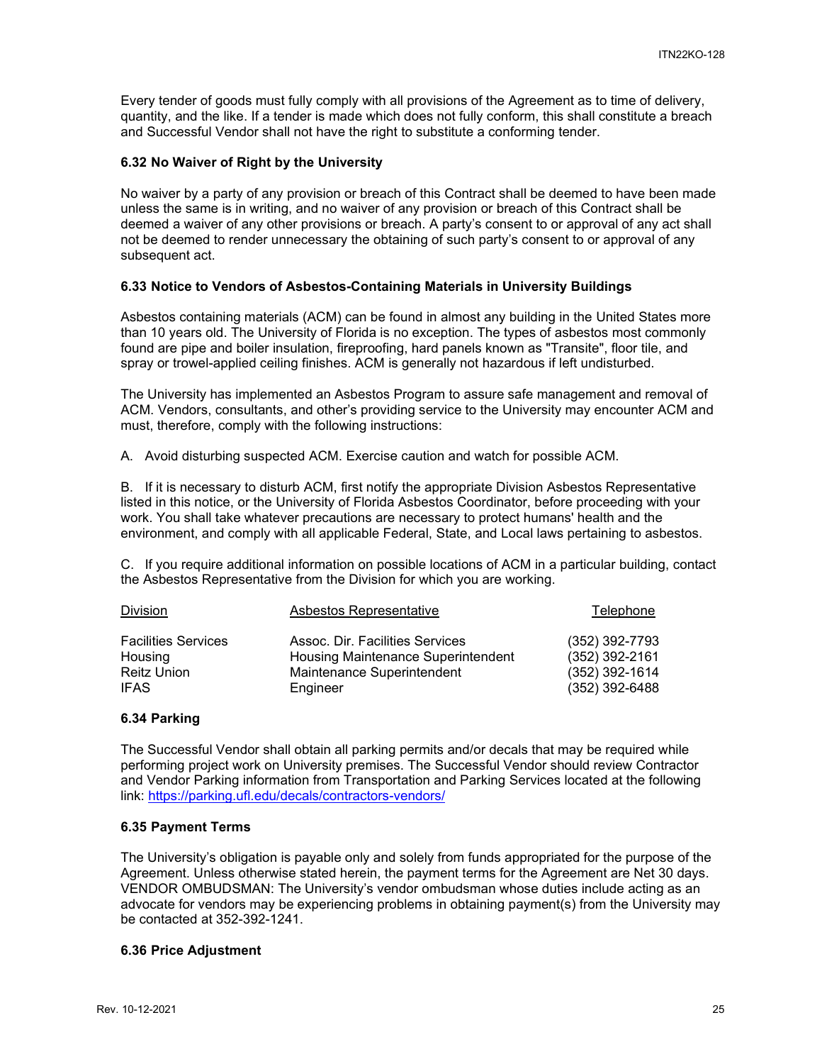Every tender of goods must fully comply with all provisions of the Agreement as to time of delivery, quantity, and the like. If a tender is made which does not fully conform, this shall constitute a breach and Successful Vendor shall not have the right to substitute a conforming tender.

### 6.32 No Waiver of Right by the University

No waiver by a party of any provision or breach of this Contract shall be deemed to have been made unless the same is in writing, and no waiver of any provision or breach of this Contract shall be deemed a waiver of any other provisions or breach. A party's consent to or approval of any act shall not be deemed to render unnecessary the obtaining of such party's consent to or approval of any subsequent act.

### 6.33 Notice to Vendors of Asbestos-Containing Materials in University Buildings

Asbestos containing materials (ACM) can be found in almost any building in the United States more than 10 years old. The University of Florida is no exception. The types of asbestos most commonly found are pipe and boiler insulation, fireproofing, hard panels known as "Transite", floor tile, and spray or trowel-applied ceiling finishes. ACM is generally not hazardous if left undisturbed.

The University has implemented an Asbestos Program to assure safe management and removal of ACM. Vendors, consultants, and other's providing service to the University may encounter ACM and must, therefore, comply with the following instructions:

A. Avoid disturbing suspected ACM. Exercise caution and watch for possible ACM.

B. If it is necessary to disturb ACM, first notify the appropriate Division Asbestos Representative listed in this notice, or the University of Florida Asbestos Coordinator, before proceeding with your work. You shall take whatever precautions are necessary to protect humans' health and the environment, and comply with all applicable Federal, State, and Local laws pertaining to asbestos.

C. If you require additional information on possible locations of ACM in a particular building, contact the Asbestos Representative from the Division for which you are working.

| Division | Asbestos Representative | Telephone |
|---|---|---|
| Facilities Services | Assoc. Dir. Facilities Services | (352) 392-7793 |
| Housing | Housing Maintenance Superintendent | (352) 392-2161 |
| Reitz Union | Maintenance Superintendent | (352) 392-1614 |
| IFAS | Engineer | (352) 392-6488 |

### 6.34 Parking

The Successful Vendor shall obtain all parking permits and/or decals that may be required while performing project work on University premises. The Successful Vendor should review Contractor and Vendor Parking information from Transportation and Parking Services located at the following link: [https://parking.ufl.edu/decals/contractors-vendors/](https://parking.ufl.edu/decals/contractors-vendors/)

### 6.35 Payment Terms

The University's obligation is payable only and solely from funds appropriated for the purpose of the Agreement. Unless otherwise stated herein, the payment terms for the Agreement are Net 30 days. VENDOR OMBUDSMAN: The University's vendor ombudsman whose duties include acting as an advocate for vendors may be experiencing problems in obtaining payment(s) from the University may be contacted at 352-392-1241.

### 6.36 Price Adjustment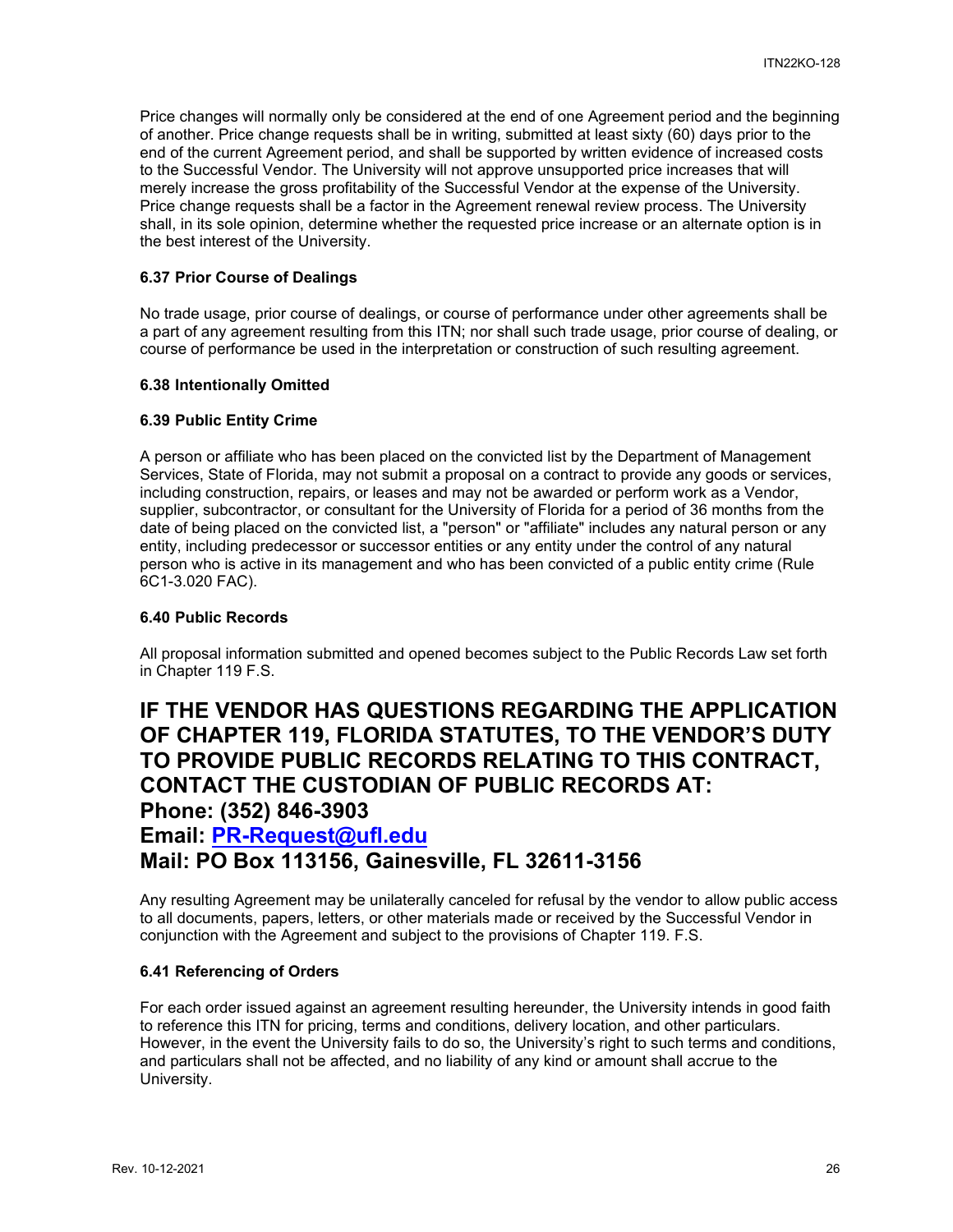Price changes will normally only be considered at the end of one Agreement period and the beginning of another. Price change requests shall be in writing, submitted at least sixty (60) days prior to the end of the current Agreement period, and shall be supported by written evidence of increased costs to the Successful Vendor. The University will not approve unsupported price increases that will merely increase the gross profitability of the Successful Vendor at the expense of the University. Price change requests shall be a factor in the Agreement renewal review process. The University shall, in its sole opinion, determine whether the requested price increase or an alternate option is in the best interest of the University.

**6.37 Prior Course of Dealings**

No trade usage, prior course of dealings, or course of performance under other agreements shall be a part of any agreement resulting from this ITN; nor shall such trade usage, prior course of dealing, or course of performance be used in the interpretation or construction of such resulting agreement.

**6.38 Intentionally Omitted**

**6.39 Public Entity Crime**

A person or affiliate who has been placed on the convicted list by the Department of Management Services, State of Florida, may not submit a proposal on a contract to provide any goods or services, including construction, repairs, or leases and may not be awarded or perform work as a Vendor, supplier, subcontractor, or consultant for the University of Florida for a period of 36 months from the date of being placed on the convicted list, a "person" or "affiliate" includes any natural person or any entity, including predecessor or successor entities or any entity under the control of any natural person who is active in its management and who has been convicted of a public entity crime (Rule 6C1-3.020 FAC).

**6.40 Public Records**

All proposal information submitted and opened becomes subject to the Public Records Law set forth in Chapter 119 F.S.

## IF THE VENDOR HAS QUESTIONS REGARDING THE APPLICATION OF CHAPTER 119, FLORIDA STATUTES, TO THE VENDOR'S DUTY TO PROVIDE PUBLIC RECORDS RELATING TO THIS CONTRACT, CONTACT THE CUSTODIAN OF PUBLIC RECORDS AT:
## Phone: (352) 846-3903
## Email: [PR-Request@ufl.edu](mailto:PR-Request@ufl.edu)
## Mail: PO Box 113156, Gainesville, FL 32611-3156

Any resulting Agreement may be unilaterally canceled for refusal by the vendor to allow public access to all documents, papers, letters, or other materials made or received by the Successful Vendor in conjunction with the Agreement and subject to the provisions of Chapter 119. F.S.

**6.41 Referencing of Orders**

For each order issued against an agreement resulting hereunder, the University intends in good faith to reference this ITN for pricing, terms and conditions, delivery location, and other particulars. However, in the event the University fails to do so, the University's right to such terms and conditions, and particulars shall not be affected, and no liability of any kind or amount shall accrue to the University.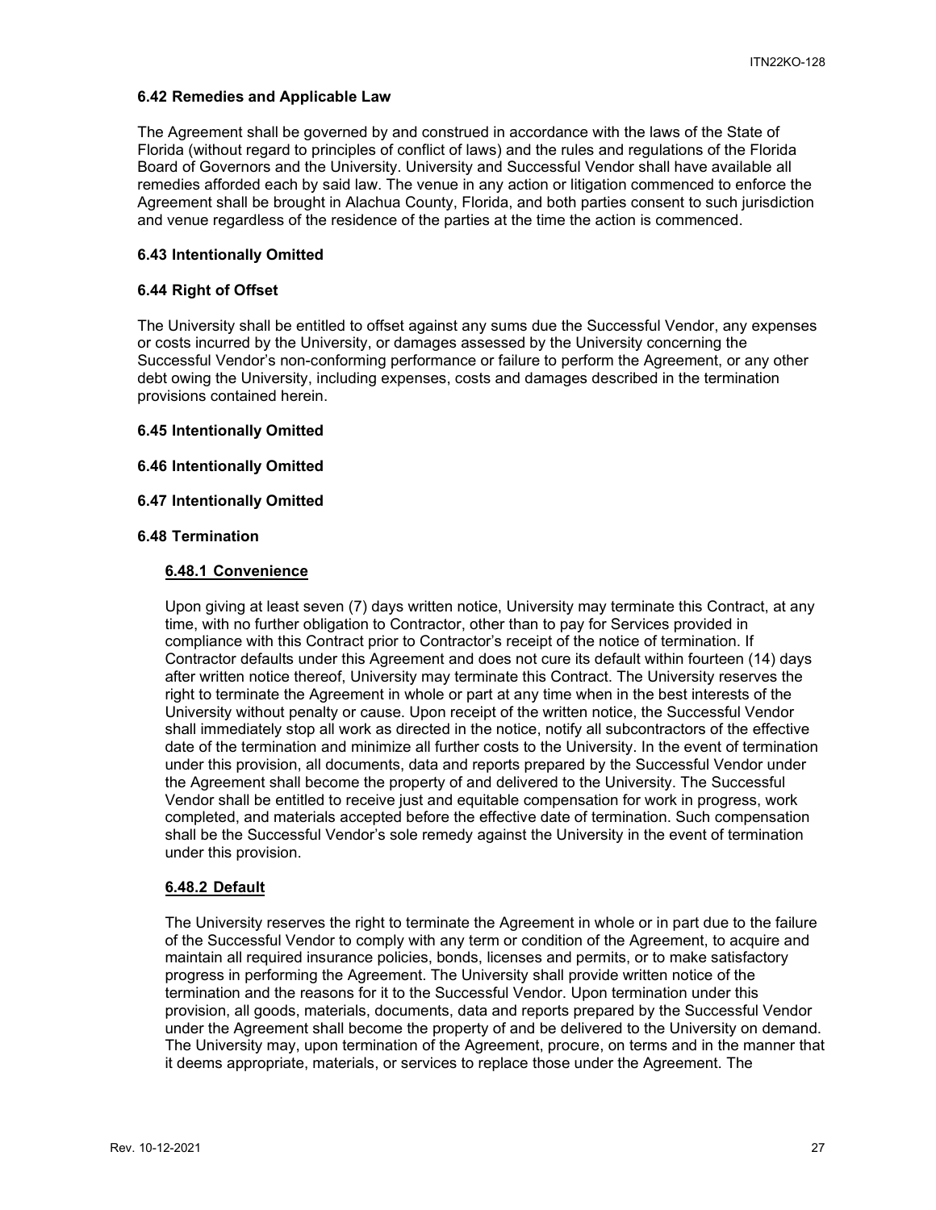### 6.42 Remedies and Applicable Law

The Agreement shall be governed by and construed in accordance with the laws of the State of Florida (without regard to principles of conflict of laws) and the rules and regulations of the Florida Board of Governors and the University. University and Successful Vendor shall have available all remedies afforded each by said law. The venue in any action or litigation commenced to enforce the Agreement shall be brought in Alachua County, Florida, and both parties consent to such jurisdiction and venue regardless of the residence of the parties at the time the action is commenced.

### 6.43 Intentionally Omitted

### 6.44 Right of Offset

The University shall be entitled to offset against any sums due the Successful Vendor, any expenses or costs incurred by the University, or damages assessed by the University concerning the Successful Vendor's non-conforming performance or failure to perform the Agreement, or any other debt owing the University, including expenses, costs and damages described in the termination provisions contained herein.

### 6.45 Intentionally Omitted

### 6.46 Intentionally Omitted

### 6.47 Intentionally Omitted

### 6.48 Termination

#### 6.48.1 Convenience

Upon giving at least seven (7) days written notice, University may terminate this Contract, at any time, with no further obligation to Contractor, other than to pay for Services provided in compliance with this Contract prior to Contractor's receipt of the notice of termination. If Contractor defaults under this Agreement and does not cure its default within fourteen (14) days after written notice thereof, University may terminate this Contract. The University reserves the right to terminate the Agreement in whole or part at any time when in the best interests of the University without penalty or cause. Upon receipt of the written notice, the Successful Vendor shall immediately stop all work as directed in the notice, notify all subcontractors of the effective date of the termination and minimize all further costs to the University. In the event of termination under this provision, all documents, data and reports prepared by the Successful Vendor under the Agreement shall become the property of and delivered to the University. The Successful Vendor shall be entitled to receive just and equitable compensation for work in progress, work completed, and materials accepted before the effective date of termination. Such compensation shall be the Successful Vendor's sole remedy against the University in the event of termination under this provision.

#### 6.48.2 Default

The University reserves the right to terminate the Agreement in whole or in part due to the failure of the Successful Vendor to comply with any term or condition of the Agreement, to acquire and maintain all required insurance policies, bonds, licenses and permits, or to make satisfactory progress in performing the Agreement. The University shall provide written notice of the termination and the reasons for it to the Successful Vendor. Upon termination under this provision, all goods, materials, documents, data and reports prepared by the Successful Vendor under the Agreement shall become the property of and be delivered to the University on demand. The University may, upon termination of the Agreement, procure, on terms and in the manner that it deems appropriate, materials, or services to replace those under the Agreement. The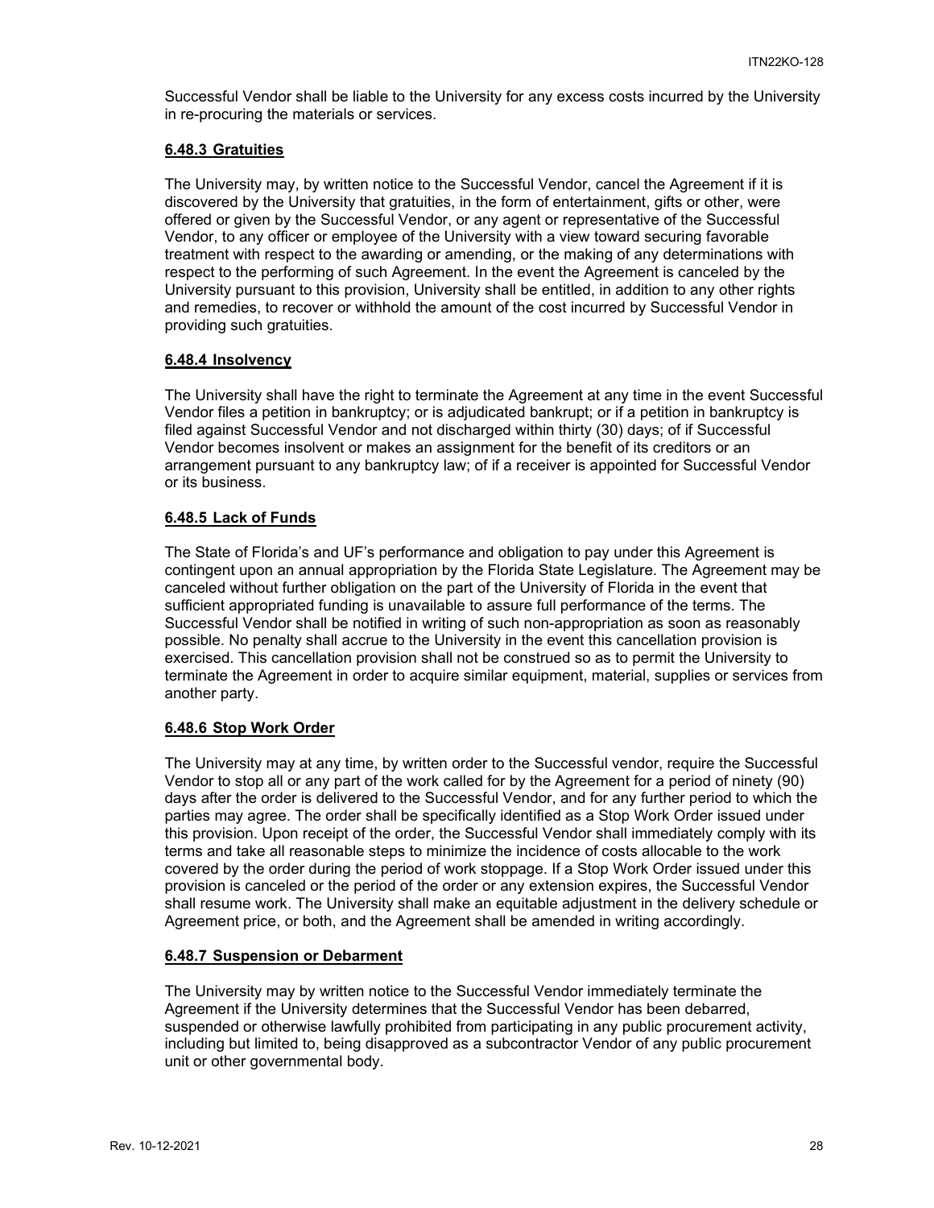Successful Vendor shall be liable to the University for any excess costs incurred by the University in re-procuring the materials or services.

#### **6.48.3 Gratuities**

The University may, by written notice to the Successful Vendor, cancel the Agreement if it is discovered by the University that gratuities, in the form of entertainment, gifts or other, were offered or given by the Successful Vendor, or any agent or representative of the Successful Vendor, to any officer or employee of the University with a view toward securing favorable treatment with respect to the awarding or amending, or the making of any determinations with respect to the performing of such Agreement. In the event the Agreement is canceled by the University pursuant to this provision, University shall be entitled, in addition to any other rights and remedies, to recover or withhold the amount of the cost incurred by Successful Vendor in providing such gratuities.

#### **6.48.4 Insolvency**

The University shall have the right to terminate the Agreement at any time in the event Successful Vendor files a petition in bankruptcy; or is adjudicated bankrupt; or if a petition in bankruptcy is filed against Successful Vendor and not discharged within thirty (30) days; of if Successful Vendor becomes insolvent or makes an assignment for the benefit of its creditors or an arrangement pursuant to any bankruptcy law; of if a receiver is appointed for Successful Vendor or its business.

#### **6.48.5 Lack of Funds**

The State of Florida's and UF's performance and obligation to pay under this Agreement is contingent upon an annual appropriation by the Florida State Legislature. The Agreement may be canceled without further obligation on the part of the University of Florida in the event that sufficient appropriated funding is unavailable to assure full performance of the terms. The Successful Vendor shall be notified in writing of such non-appropriation as soon as reasonably possible. No penalty shall accrue to the University in the event this cancellation provision is exercised. This cancellation provision shall not be construed so as to permit the University to terminate the Agreement in order to acquire similar equipment, material, supplies or services from another party.

#### **6.48.6 Stop Work Order**

The University may at any time, by written order to the Successful vendor, require the Successful Vendor to stop all or any part of the work called for by the Agreement for a period of ninety (90) days after the order is delivered to the Successful Vendor, and for any further period to which the parties may agree. The order shall be specifically identified as a Stop Work Order issued under this provision. Upon receipt of the order, the Successful Vendor shall immediately comply with its terms and take all reasonable steps to minimize the incidence of costs allocable to the work covered by the order during the period of work stoppage. If a Stop Work Order issued under this provision is canceled or the period of the order or any extension expires, the Successful Vendor shall resume work. The University shall make an equitable adjustment in the delivery schedule or Agreement price, or both, and the Agreement shall be amended in writing accordingly.

#### **6.48.7 Suspension or Debarment**

The University may by written notice to the Successful Vendor immediately terminate the Agreement if the University determines that the Successful Vendor has been debarred, suspended or otherwise lawfully prohibited from participating in any public procurement activity, including but limited to, being disapproved as a subcontractor Vendor of any public procurement unit or other governmental body.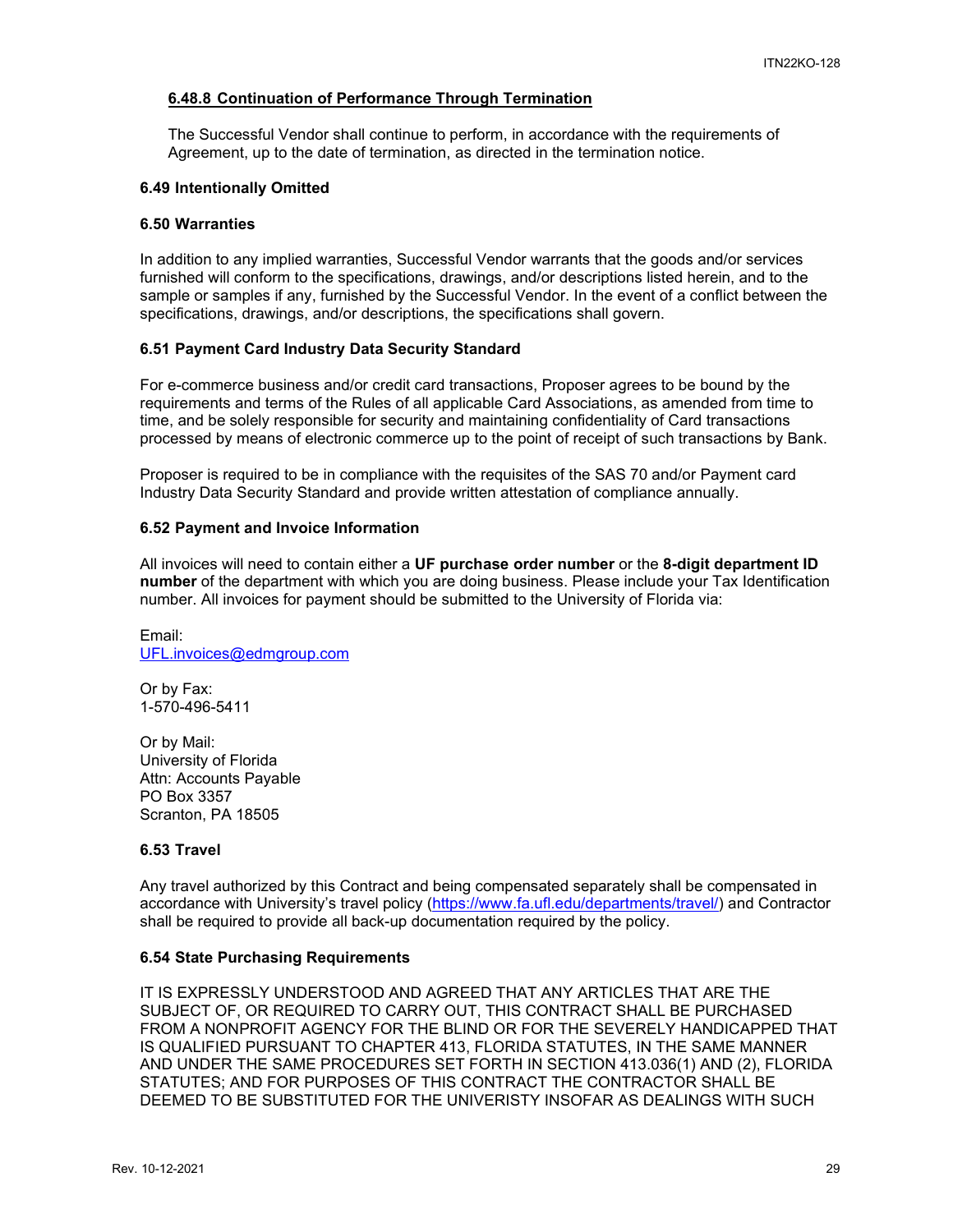#### 6.48.8 Continuation of Performance Through Termination

The Successful Vendor shall continue to perform, in accordance with the requirements of Agreement, up to the date of termination, as directed in the termination notice.

### 6.49 Intentionally Omitted

### 6.50 Warranties

In addition to any implied warranties, Successful Vendor warrants that the goods and/or services furnished will conform to the specifications, drawings, and/or descriptions listed herein, and to the sample or samples if any, furnished by the Successful Vendor. In the event of a conflict between the specifications, drawings, and/or descriptions, the specifications shall govern.

### 6.51 Payment Card Industry Data Security Standard

For e-commerce business and/or credit card transactions, Proposer agrees to be bound by the requirements and terms of the Rules of all applicable Card Associations, as amended from time to time, and be solely responsible for security and maintaining confidentiality of Card transactions processed by means of electronic commerce up to the point of receipt of such transactions by Bank.

Proposer is required to be in compliance with the requisites of the SAS 70 and/or Payment card Industry Data Security Standard and provide written attestation of compliance annually.

### 6.52 Payment and Invoice Information

All invoices will need to contain either a **UF purchase order number** or the **8-digit department ID number** of the department with which you are doing business. Please include your Tax Identification number. All invoices for payment should be submitted to the University of Florida via:

Email:
UFL.invoices@edmgroup.com

Or by Fax:
1-570-496-5411

Or by Mail:
University of Florida
Attn: Accounts Payable
PO Box 3357
Scranton, PA 18505

### 6.53 Travel

Any travel authorized by this Contract and being compensated separately shall be compensated in accordance with University's travel policy (https://www.fa.ufl.edu/departments/travel/) and Contractor shall be required to provide all back-up documentation required by the policy.

### 6.54 State Purchasing Requirements

IT IS EXPRESSLY UNDERSTOOD AND AGREED THAT ANY ARTICLES THAT ARE THE SUBJECT OF, OR REQUIRED TO CARRY OUT, THIS CONTRACT SHALL BE PURCHASED FROM A NONPROFIT AGENCY FOR THE BLIND OR FOR THE SEVERELY HANDICAPPED THAT IS QUALIFIED PURSUANT TO CHAPTER 413, FLORIDA STATUTES, IN THE SAME MANNER AND UNDER THE SAME PROCEDURES SET FORTH IN SECTION 413.036(1) AND (2), FLORIDA STATUTES; AND FOR PURPOSES OF THIS CONTRACT THE CONTRACTOR SHALL BE DEEMED TO BE SUBSTITUTED FOR THE UNIVERISTY INSOFAR AS DEALINGS WITH SUCH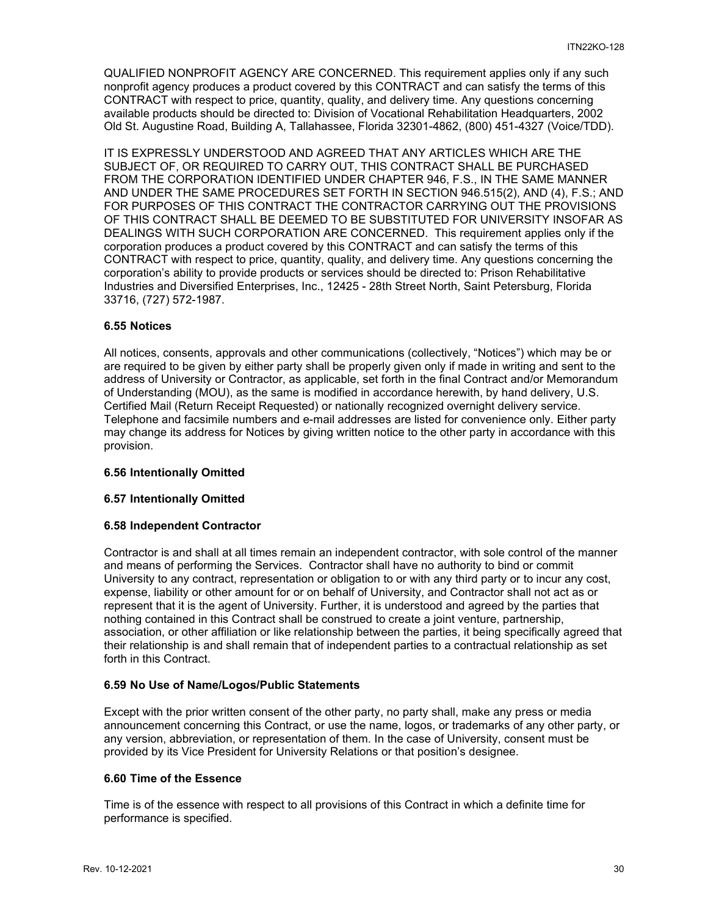QUALIFIED NONPROFIT AGENCY ARE CONCERNED. This requirement applies only if any such nonprofit agency produces a product covered by this CONTRACT and can satisfy the terms of this CONTRACT with respect to price, quantity, quality, and delivery time. Any questions concerning available products should be directed to: Division of Vocational Rehabilitation Headquarters, 2002 Old St. Augustine Road, Building A, Tallahassee, Florida 32301-4862, (800) 451-4327 (Voice/TDD).

IT IS EXPRESSLY UNDERSTOOD AND AGREED THAT ANY ARTICLES WHICH ARE THE SUBJECT OF, OR REQUIRED TO CARRY OUT, THIS CONTRACT SHALL BE PURCHASED FROM THE CORPORATION IDENTIFIED UNDER CHAPTER 946, F.S., IN THE SAME MANNER AND UNDER THE SAME PROCEDURES SET FORTH IN SECTION 946.515(2), AND (4), F.S.; AND FOR PURPOSES OF THIS CONTRACT THE CONTRACTOR CARRYING OUT THE PROVISIONS OF THIS CONTRACT SHALL BE DEEMED TO BE SUBSTITUTED FOR UNIVERSITY INSOFAR AS DEALINGS WITH SUCH CORPORATION ARE CONCERNED. This requirement applies only if the corporation produces a product covered by this CONTRACT and can satisfy the terms of this CONTRACT with respect to price, quantity, quality, and delivery time. Any questions concerning the corporation's ability to provide products or services should be directed to: Prison Rehabilitative Industries and Diversified Enterprises, Inc., 12425 - 28th Street North, Saint Petersburg, Florida 33716, (727) 572-1987.

### 6.55 Notices

All notices, consents, approvals and other communications (collectively, "Notices") which may be or are required to be given by either party shall be properly given only if made in writing and sent to the address of University or Contractor, as applicable, set forth in the final Contract and/or Memorandum of Understanding (MOU), as the same is modified in accordance herewith, by hand delivery, U.S. Certified Mail (Return Receipt Requested) or nationally recognized overnight delivery service. Telephone and facsimile numbers and e-mail addresses are listed for convenience only. Either party may change its address for Notices by giving written notice to the other party in accordance with this provision.

### 6.56 Intentionally Omitted

### 6.57 Intentionally Omitted

### 6.58 Independent Contractor

Contractor is and shall at all times remain an independent contractor, with sole control of the manner and means of performing the Services. Contractor shall have no authority to bind or commit University to any contract, representation or obligation to or with any third party or to incur any cost, expense, liability or other amount for or on behalf of University, and Contractor shall not act as or represent that it is the agent of University. Further, it is understood and agreed by the parties that nothing contained in this Contract shall be construed to create a joint venture, partnership, association, or other affiliation or like relationship between the parties, it being specifically agreed that their relationship is and shall remain that of independent parties to a contractual relationship as set forth in this Contract.

### 6.59 No Use of Name/Logos/Public Statements

Except with the prior written consent of the other party, no party shall, make any press or media announcement concerning this Contract, or use the name, logos, or trademarks of any other party, or any version, abbreviation, or representation of them. In the case of University, consent must be provided by its Vice President for University Relations or that position's designee.

### 6.60 Time of the Essence

Time is of the essence with respect to all provisions of this Contract in which a definite time for performance is specified.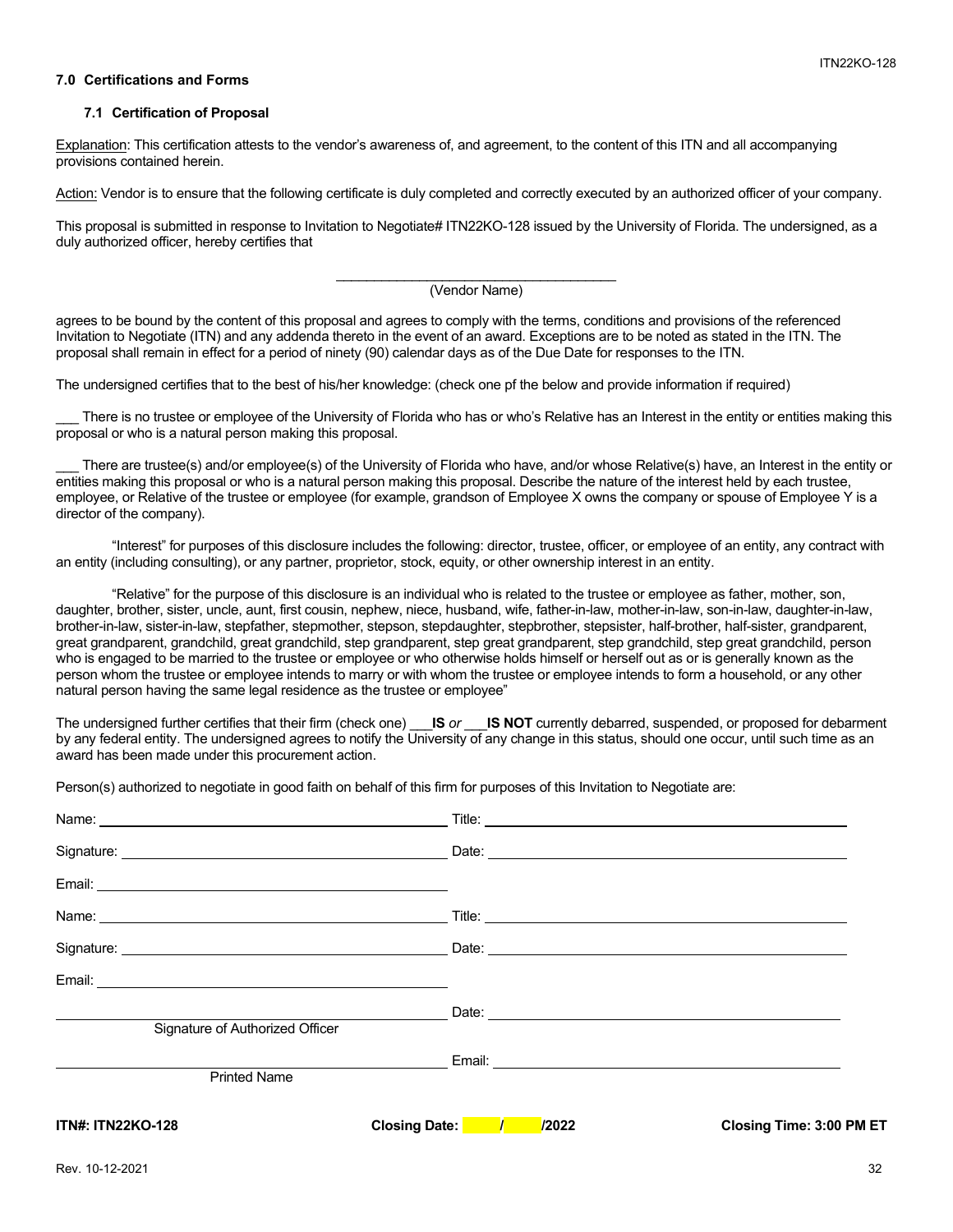## 7.0 Certifications and Forms

### 7.1 Certification of Proposal

Explanation: This certification attests to the vendor's awareness of, and agreement, to the content of this ITN and all accompanying provisions contained herein.

Action: Vendor is to ensure that the following certificate is duly completed and correctly executed by an authorized officer of your company.

This proposal is submitted in response to Invitation to Negotiate# ITN22KO-128 issued by the University of Florida. The undersigned, as a duly authorized officer, hereby certifies that

\_\_\_\_\_\_\_\_\_\_\_\_\_\_\_\_\_\_\_\_\_\_\_\_\_\_\_\_\_\_\_\_\_\_\_\_\_\_
(Vendor Name)

agrees to be bound by the content of this proposal and agrees to comply with the terms, conditions and provisions of the referenced Invitation to Negotiate (ITN) and any addenda thereto in the event of an award. Exceptions are to be noted as stated in the ITN. The proposal shall remain in effect for a period of ninety (90) calendar days as of the Due Date for responses to the ITN.

The undersigned certifies that to the best of his/her knowledge: (check one pf the below and provide information if required)

\_\_\_ There is no trustee or employee of the University of Florida who has or who's Relative has an Interest in the entity or entities making this proposal or who is a natural person making this proposal.

\_\_\_ There are trustee(s) and/or employee(s) of the University of Florida who have, and/or whose Relative(s) have, an Interest in the entity or entities making this proposal or who is a natural person making this proposal. Describe the nature of the interest held by each trustee, employee, or Relative of the trustee or employee (for example, grandson of Employee X owns the company or spouse of Employee Y is a director of the company).

"Interest" for purposes of this disclosure includes the following: director, trustee, officer, or employee of an entity, any contract with an entity (including consulting), or any partner, proprietor, stock, equity, or other ownership interest in an entity.

"Relative" for the purpose of this disclosure is an individual who is related to the trustee or employee as father, mother, son, daughter, brother, sister, uncle, aunt, first cousin, nephew, niece, husband, wife, father-in-law, mother-in-law, son-in-law, daughter-in-law, brother-in-law, sister-in-law, stepfather, stepmother, stepson, stepdaughter, stepbrother, stepsister, half-brother, half-sister, grandparent, great grandparent, grandchild, great grandchild, step grandparent, step great grandparent, step grandchild, step great grandchild, person who is engaged to be married to the trustee or employee or who otherwise holds himself or herself out as or is generally known as the person whom the trustee or employee intends to marry or with whom the trustee or employee intends to form a household, or any other natural person having the same legal residence as the trustee or employee"

The undersigned further certifies that their firm (check one) \_\_\_**IS** *or* \_\_\_**IS NOT** currently debarred, suspended, or proposed for debarment by any federal entity. The undersigned agrees to notify the University of any change in this status, should one occur, until such time as an award has been made under this procurement action.

Person(s) authorized to negotiate in good faith on behalf of this firm for purposes of this Invitation to Negotiate are:

Name: \_\_\_\_\_\_\_\_\_\_\_\_\_\_\_\_\_\_\_\_ Title: \_\_\_\_\_\_\_\_\_\_\_\_\_\_\_\_\_\_\_\_

Signature: \_\_\_\_\_\_\_\_\_\_\_\_\_\_\_\_\_\_\_\_ Date: \_\_\_\_\_\_\_\_\_\_\_\_\_\_\_\_\_\_\_\_

Email: \_\_\_\_\_\_\_\_\_\_\_\_\_\_\_\_\_\_\_\_

Name: \_\_\_\_\_\_\_\_\_\_\_\_\_\_\_\_\_\_\_\_ Title: \_\_\_\_\_\_\_\_\_\_\_\_\_\_\_\_\_\_\_\_

Signature: \_\_\_\_\_\_\_\_\_\_\_\_\_\_\_\_\_\_\_\_ Date: \_\_\_\_\_\_\_\_\_\_\_\_\_\_\_\_\_\_\_\_

Email: \_\_\_\_\_\_\_\_\_\_\_\_\_\_\_\_\_\_\_\_

\_\_\_\_\_\_\_\_\_\_\_\_\_\_\_\_\_\_\_\_ Date: \_\_\_\_\_\_\_\_\_\_\_\_\_\_\_\_\_\_\_\_
Signature of Authorized Officer

\_\_\_\_\_\_\_\_\_\_\_\_\_\_\_\_\_\_\_\_ Email: \_\_\_\_\_\_\_\_\_\_\_\_\_\_\_\_\_\_\_\_
Printed Name

**ITN#: ITN22KO-128** **Closing Date: \_\_\_/\_\_\_/2022** **Closing Time: 3:00 PM ET**